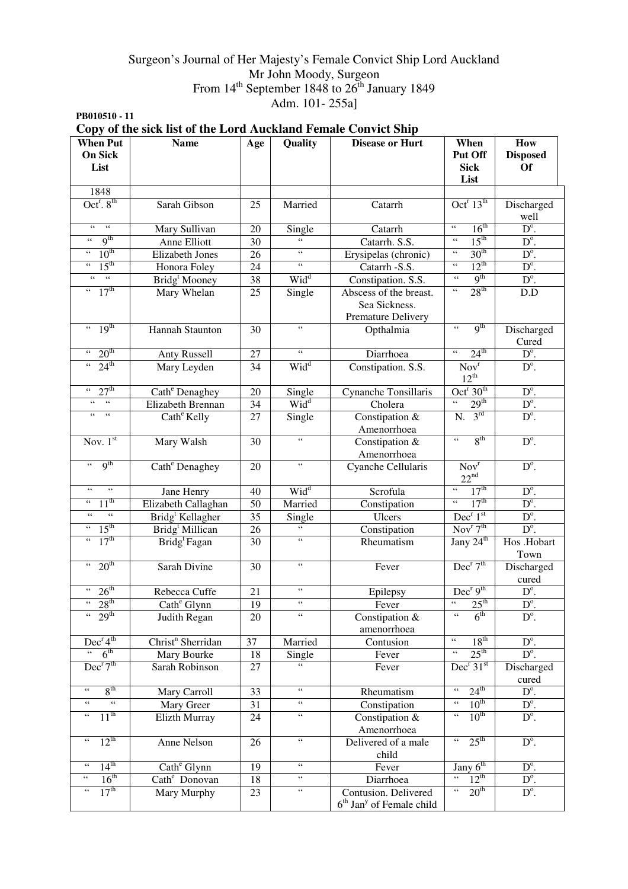Surgeon's Journal of Her Majesty's Female Convict Ship Lord Auckland
Mr John Moody, Surgeon
From 14th September 1848 to 26th January 1849
Adm. 101- 255a]

**PB010510 - 11**

## Copy of the sick list of the Lord Auckland Female Convict Ship

| When Put On Sick List | Name | Age | Quality | Disease or Hurt | When Put Off Sick List | How Disposed Of |
|---|---|---|---|---|---|---|
| 1848 | | | | | | |
| Oct^r. 8th | Sarah Gibson | 25 | Married | Catarrh | Oct^r 13th | Discharged well |
| " " | Mary Sullivan | 20 | Single | Catarrh | " 16th | D^o. |
| " 9th | Anne Elliott | 30 | " | Catarrh. S.S. | " 15th | D^o. |
| " 10th | Elizabeth Jones | 26 | " | Erysipelas (chronic) | " 30th | D^o. |
| " 15th | Honora Foley | 24 | " | Catarrh -S.S. | " 12th | D^o. |
| " " | Bridg^t Mooney | 38 | Wid^d | Constipation. S.S. | " 9th | D^o. |
| " 17th | Mary Whelan | 25 | Single | Abscess of the breast. Sea Sickness. Premature Delivery | " 28th | D.D |
| " 19th | Hannah Staunton | 30 | " | Opthalmia | " 9th | Discharged Cured |
| " 20th | Anty Russell | 27 | " | Diarrhoea | " 24th | D^o. |
| " 24th | Mary Leyden | 34 | Wid^d | Constipation. S.S. | Nov^r 12th | D^o. |
| " 27th | Cath^e Denaghey | 20 | Single | Cynanche Tonsillaris | Oct^r 30th | D^o. |
| " " | Elizabeth Brennan | 34 | Wid^d | Cholera | " 29th | D^o. |
| " " | Cath^e Kelly | 27 | Single | Constipation & Amenorrhoea | N. 3rd | D^o. |
| Nov. 1st | Mary Walsh | 30 | " | Constipation & Amenorrhoea | " 8th | D^o. |
| " 9th | Cath^e Denaghey | 20 | " | Cyanche Cellularis | Nov^r 22nd | D^o. |
| " " | Jane Henry | 40 | Wid^d | Scrofula | " 17th | D^o. |
| " 11th | Elizabeth Callaghan | 50 | Married | Constipation | " 17th | D^o. |
| " " | Bridg^t Kellagher | 35 | Single | Ulcers | Dec^r 1st | D^o. |
| " 15th | Bridg^t Millican | 26 | " | Constipation | Nov^r 7th | D^o. |
| " 17th | Bridg^t Fagan | 30 | " | Rheumatism | Jany 24th | Hos .Hobart Town |
| " 20th | Sarah Divine | 30 | " | Fever | Dec^r 7th | Discharged cured |
| " 26th | Rebecca Cuffe | 21 | " | Epilepsy | Dec^r 9th | D^o. |
| " 28th | Cath^e Glynn | 19 | " | Fever | " 25th | D^o. |
| " 29th | Judith Regan | 20 | " | Constipation & amenorrhoea | " 6th | D^o. |
| Dec^r 4th | Christ^n Sherridan | 37 | Married | Contusion | " 18th | D^o. |
| " 6th | Mary Bourke | 18 | Single | Fever | " 25th | D^o. |
| Dec^r 7th | Sarah Robinson | 27 | " | Fever | Dec^r 31st | Discharged cured |
| " 8th | Mary Carroll | 33 | " | Rheumatism | " 24th | D^o. |
| " " | Mary Greer | 31 | " | Constipation | " 10th | D^o. |
| " 11th | Elizth Murray | 24 | " | Constipation & Amenorrhoea | " 10th | D^o. |
| " 12th | Anne Nelson | 26 | " | Delivered of a male child | " 25th | D^o. |
| " 14th | Cath^e Glynn | 19 | " | Fever | Jany 6th | D^o. |
| " 16th | Cath^e Donovan | 18 | " | Diarrhoea | " 12th | D^o. |
| " 17th | Mary Murphy | 23 | " | Contusion. Delivered 6th Jan^y of Female child | " 20th | D^o. |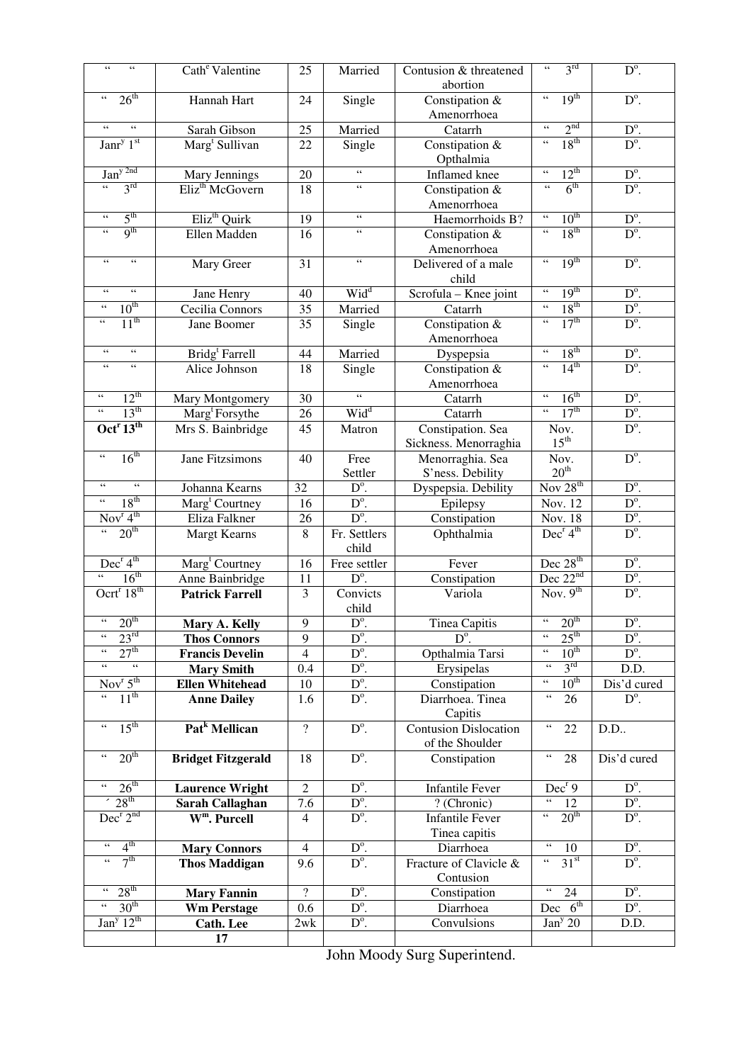| " " | Cath[e] Valentine | 25 | Married | Contusion & threatened abortion | " 3[rd] | D[o]. |
|---|---|---|---|---|---|---|
| " 26[th] | Hannah Hart | 24 | Single | Constipation & Amenorrhoea | " 19[th] | D[o]. |
| " " | Sarah Gibson | 25 | Married | Catarrh | " 2[nd] | D[o]. |
| Janr[y] 1[st] | Marg[t] Sullivan | 22 | Single | Constipation & Opthalmia | " 18[th] | D[o]. |
| Jan[y 2nd] | Mary Jennings | 20 | " | Inflamed knee | " 12[th] | D[o]. |
| " 3[rd] | Eliz[th] McGovern | 18 | " | Constipation & Amenorrhoea | " 6[th] | D[o]. |
| " 5[th] | Eliz[th] Quirk | 19 | " | Haemorrhoids B? | " 10[th] | D[o]. |
| " 9[th] | Ellen Madden | 16 | " | Constipation & Amenorrhoea | " 18[th] | D[o]. |
| " " | Mary Greer | 31 | " | Delivered of a male child | " 19[th] | D[o]. |
| " " | Jane Henry | 40 | Wid[d] | Scrofula – Knee joint | " 19[th] | D[o]. |
| " 10[th] | Cecilia Connors | 35 | Married | Catarrh | " 18[th] | D[o]. |
| " 11[th] | Jane Boomer | 35 | Single | Constipation & Amenorrhoea | " 17[th] | D[o]. |
| " " | Bridg[t] Farrell | 44 | Married | Dyspepsia | " 18[th] | D[o]. |
| " " | Alice Johnson | 18 | Single | Constipation & Amenorrhoea | " 14[th] | D[o]. |
| " 12[th] | Mary Montgomery | 30 | " | Catarrh | " 16[th] | D[o]. |
| " 13[th] | Marg[t] Forsythe | 26 | Wid[d] | Catarrh | " 17[th] | D[o]. |
| **Oct[r] 13[th]** | Mrs S. Bainbridge | 45 | Matron | Constipation. Sea Sickness. Menorraghia | Nov. 15[th] | D[o]. |
| " 16[th] | Jane Fitzsimons | 40 | Free Settler | Menorraghia. Sea S'ness. Debility | Nov. 20[th] | D[o]. |
| " " | Johanna Kearns | 32 | D[o]. | Dyspepsia. Debility | Nov 28[th] | D[o]. |
| " 18[th] | Marg[t] Courtney | 16 | D[o]. | Epilepsy | Nov. 12 | D[o]. |
| Nov[r] 4[th] | Eliza Falkner | 26 | D[o]. | Constipation | Nov. 18 | D[o]. |
| " 20[th] | Margt Kearns | 8 | Fr. Settlers child | Ophthalmia | Dec[r] 4[th] | D[o]. |
| Dec[r] 4[th] | Marg[t] Courtney | 16 | Free settler | Fever | Dec 28[th] | D[o]. |
| " 16[th] | Anne Bainbridge | 11 | D[o]. | Constipation | Dec 22[nd] | D[o]. |
| Ocrt[r] 18[th] | **Patrick Farrell** | 3 | Convicts child | Variola | Nov. 9[th] | D[o]. |
| " 20[th] | **Mary A. Kelly** | 9 | D[o]. | Tinea Capitis | " 20[th] | D[o]. |
| " 23[rd] | **Thos Connors** | 9 | D[o]. | D[o]. | " 25[th] | D[o]. |
| " 27[th] | **Francis Develin** | 4 | D[o]. | Opthalmia Tarsi | " 10[th] | D[o]. |
| " " | **Mary Smith** | 0.4 | D[o]. | Erysipelas | " 3[rd] | D.D. |
| Nov[r] 5[th] | **Ellen Whitehead** | 10 | D[o]. | Constipation | " 10[th] | Dis'd cured |
| " 11[th] | **Anne Dailey** | 1.6 | D[o]. | Diarrhoea. Tinea Capitis | " 26 | D[o]. |
| " 15[th] | **Pat[k] Mellican** | ? | D[o]. | Contusion Dislocation of the Shoulder | " 22 | D.D.. |
| " 20[th] | **Bridget Fitzgerald** | 18 | D[o]. | Constipation | " 28 | Dis'd cured |
| " 26[th] | **Laurence Wright** | 2 | D[o]. | Infantile Fever | Dec[r] 9 | D[o]. |
| ´ 28[th] | **Sarah Callaghan** | 7.6 | D[o]. | ? (Chronic) | " 12 | D[o]. |
| Dec[r] 2[nd] | **W[m]. Purcell** | 4 | D[o]. | Infantile Fever Tinea capitis | " 20[th] | D[o]. |
| " 4[th] | **Mary Connors** | 4 | D[o]. | Diarrhoea | " 10 | D[o]. |
| " 7[th] | **Thos Maddigan** | 9.6 | D[o]. | Fracture of Clavicle & Contusion | " 31[st] | D[o]. |
| " 28[th] | **Mary Fannin** | ? | D[o]. | Constipation | " 24 | D[o]. |
| " 30[th] | **Wm Perstage** | 0.6 | D[o]. | Diarrhoea | Dec 6[th] | D[o]. |
| Jan[y] 12[th] | **Cath. Lee** | 2wk | D[o]. | Convulsions | Jan[y] 20 | D.D. |
| | **17** | | | | | |

John Moody Surg Superintend.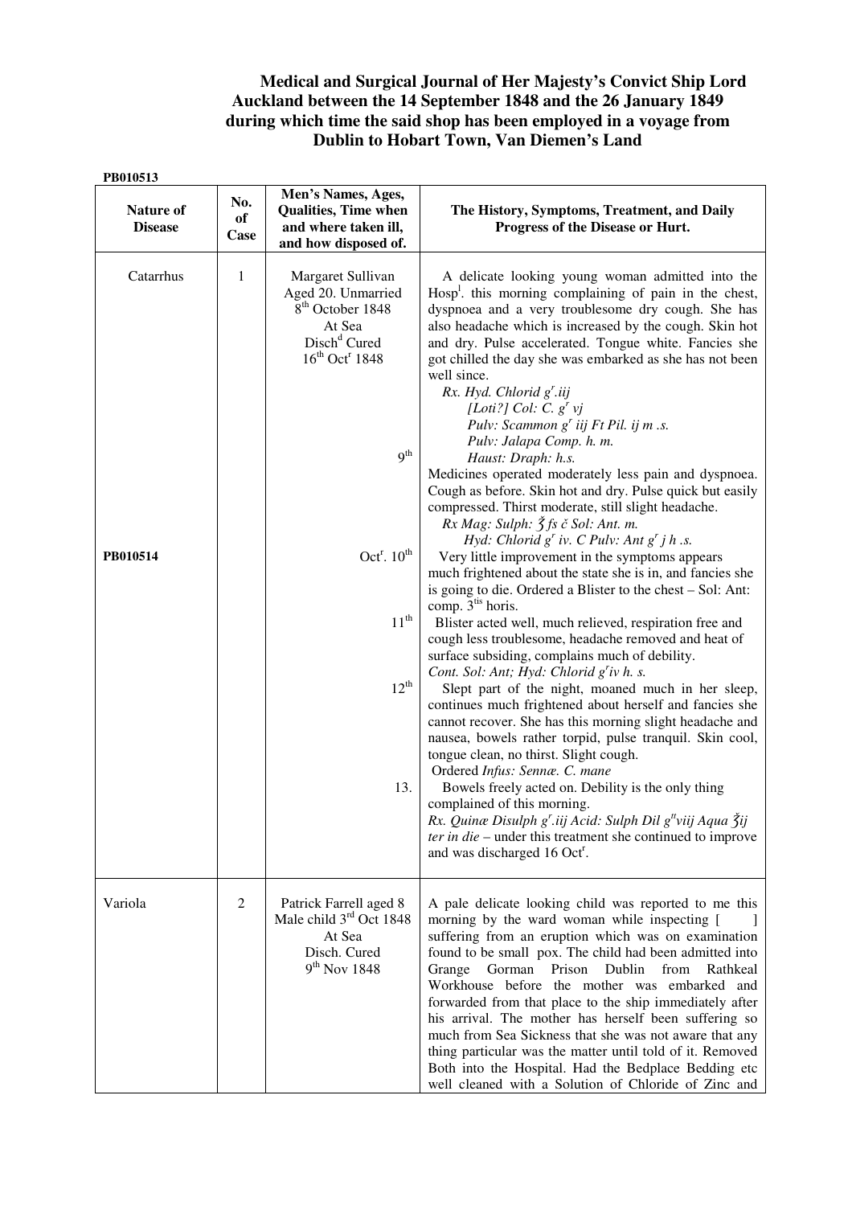# Medical and Surgical Journal of Her Majesty's Convict Ship Lord Auckland between the 14 September 1848 and the 26 January 1849 during which time the said shop has been employed in a voyage from Dublin to Hobart Town, Van Diemen's Land

**PB010513**

| Nature of Disease | No. of Case | Men's Names, Ages, Qualities, Time when and where taken ill, and how disposed of. | The History, Symptoms, Treatment, and Daily Progress of the Disease or Hurt. |
|---|---|---|---|
| Catarrhus | 1 | Margaret Sullivan Aged 20. Unmarried 8th October 1848 At Sea Disch[d] Cured 16th Oct[r] 1848 | A delicate looking young woman admitted into the Hosp[l]. this morning complaining of pain in the chest, dyspnoea and a very troublesome dry cough. She has also headache which is increased by the cough. Skin hot and dry. Pulse accelerated. Tongue white. Fancies she got chilled the day she was embarked as she has not been well since. *Rx. Hyd. Chlorid g[r].iij [Loti?] Col: C. g[r] vj Pulv: Scammon g[r] iij Ft Pil. ij m .s. Pulv: Jalapa Comp. h. m. Haust: Draph: h.s.* |
| | | 9th | Medicines operated moderately less pain and dyspnoea. Cough as before. Skin hot and dry. Pulse quick but easily compressed. Thirst moderate, still slight headache. *Rx Mag: Sulph: ℥ fs č Sol: Ant. m. Hyd: Chlorid g[r] iv. C Pulv: Ant g[r] j h .s.* |
| PB010514 | | Oct[r]. 10th | Very little improvement in the symptoms appears much frightened about the state she is in, and fancies she is going to die. Ordered a Blister to the chest – Sol: Ant: comp. 3[tis] horis. |
| | | 11th | Blister acted well, much relieved, respiration free and cough less troublesome, headache removed and heat of surface subsiding, complains much of debility. *Cont. Sol: Ant; Hyd: Chlorid g[r]iv h. s.* |
| | | 12th | Slept part of the night, moaned much in her sleep, continues much frightened about herself and fancies she cannot recover. She has this morning slight headache and nausea, bowels rather torpid, pulse tranquil. Skin cool, tongue clean, no thirst. Slight cough. Ordered *Infus: Sennæ. C. mane* |
| | | 13. | Bowels freely acted on. Debility is the only thing complained of this morning. *Rx. Quinæ Disulph g[r].iij Acid: Sulph Dil g[tt]viij Aqua ℥ij ter in die* – under this treatment she continued to improve and was discharged 16 Oct[r]. |
| Variola | 2 | Patrick Farrell aged 8 Male child 3rd Oct 1848 At Sea Disch. Cured 9th Nov 1848 | A pale delicate looking child was reported to me this morning by the ward woman while inspecting [ ] suffering from an eruption which was on examination found to be small pox. The child had been admitted into Grange Gorman Prison Dublin from Rathkeal Workhouse before the mother was embarked and forwarded from that place to the ship immediately after his arrival. The mother has herself been suffering so much from Sea Sickness that she was not aware that any thing particular was the matter until told of it. Removed Both into the Hospital. Had the Bedplace Bedding etc well cleaned with a Solution of Chloride of Zinc and |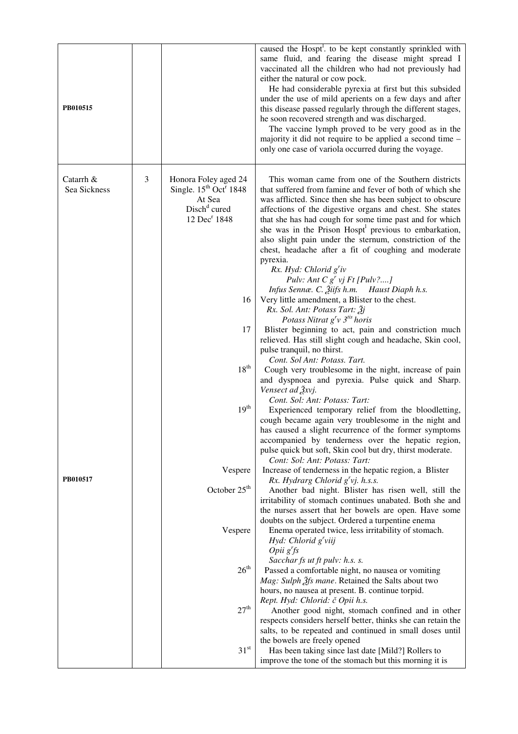| | | | |
|---|---|---|---|
| PB010515 | | | caused the Hospt[l]. to be kept constantly sprinkled with same fluid, and fearing the disease might spread I vaccinated all the children who had not previously had either the natural or cow pock.<br>He had considerable pyrexia at first but this subsided under the use of mild aperients on a few days and after this disease passed regularly through the different stages, he soon recovered strength and was discharged.<br>The vaccine lymph proved to be very good as in the majority it did not require to be applied a second time – only one case of variola occurred during the voyage. |
| Catarrh & Sea Sickness | 3 | Honora Foley aged 24 Single. 15[th] Oct[r] 1848 At Sea Disch[d] cured 12 Dec[r] 1848 | This woman came from one of the Southern districts that suffered from famine and fever of both of which she was afflicted. Since then she has been subject to obscure affections of the digestive organs and chest. She states that she has had cough for some time past and for which she was in the Prison Hospt[l] previous to embarkation, also slight pain under the sternum, constriction of the chest, headache after a fit of coughing and moderate pyrexia.<br>*Rx. Hyd: Chlorid g[r]iv*<br>*Pulv: Ant C g[r] vj Ft [Pulv?....]*<br>*Infus Sennæ. C. ℥iifs h.m. Haust Diaph h.s.* |
| | | 16 | Very little amendment, a Blister to the chest.<br>*Rx. Sol. Ant: Potass Tart: ℥j*<br>*Potass Nitrat g[r]v 3[tis] horis* |
| | | 17 | Blister beginning to act, pain and constriction much relieved. Has still slight cough and headache, Skin cool, pulse tranquil, no thirst.<br>*Cont. Sol Ant: Potass. Tart.* |
| | | 18[th] | Cough very troublesome in the night, increase of pain and dyspnoea and pyrexia. Pulse quick and Sharp. *Vensect ad ℥xvj.*<br>*Cont. Sol: Ant: Potass: Tart:* |
| | | 19[th] | Experienced temporary relief from the bloodletting, cough became again very troublesome in the night and has caused a slight recurrence of the former symptoms accompanied by tenderness over the hepatic region, pulse quick but soft, Skin cool but dry, thirst moderate.<br>*Cont: Sol: Ant: Potass: Tart:* |
| PB010517 | | Vespere | Increase of tenderness in the hepatic region, a Blister<br>*Rx. Hydrarg Chlorid g[r]vj. h.s.s.* |
| | | October 25[th] | Another bad night. Blister has risen well, still the irritability of stomach continues unabated. Both she and the nurses assert that her bowels are open. Have some doubts on the subject. Ordered a turpentine enema |
| | | Vespere | Enema operated twice, less irritability of stomach.<br>*Hyd: Chlorid g[r]viij*<br>*Opii g[r]fs*<br>*Sacchar fs ut ft pulv: h.s. s.* |
| | | 26[th] | Passed a comfortable night, no nausea or vomiting<br>*Mag: Sulph ℥fs mane*. Retained the Salts about two hours, no nausea at present. B. continue torpid.<br>*Rept. Hyd: Chlorid: č Opii h.s.* |
| | | 27[th] | Another good night, stomach confined and in other respects considers herself better, thinks she can retain the salts, to be repeated and continued in small doses until the bowels are freely opened |
| | | 31[st] | Has been taking since last date [Mild?] Rollers to improve the tone of the stomach but this morning it is |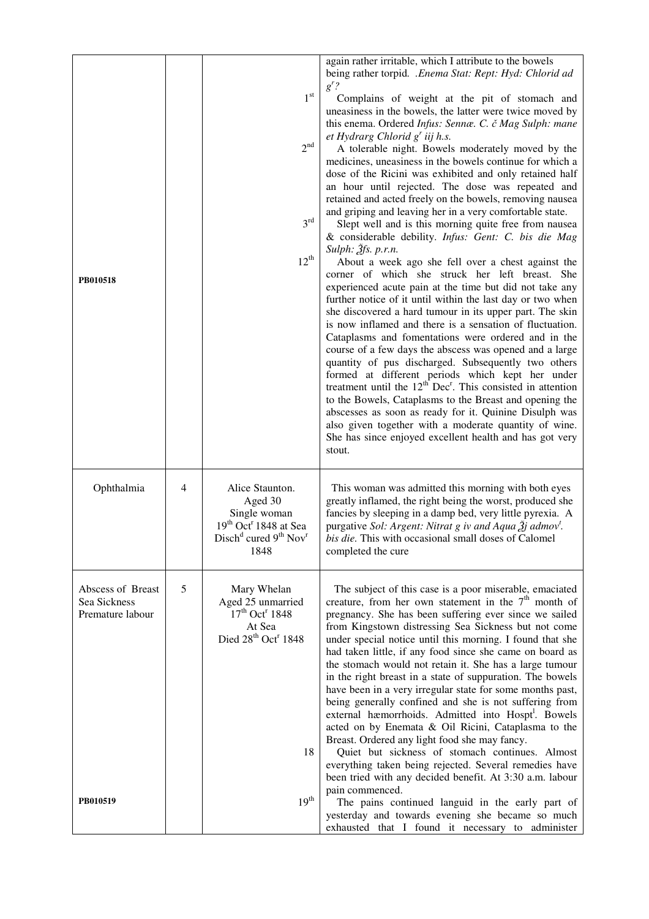| | | | |
|---|---|---|---|
| PB010518 | | 1[st]<br><br>2[nd]<br><br>3[rd]<br><br>12[th] | again rather irritable, which I attribute to the bowels being rather torpid. *.Enema Stat: Rept: Hyd: Chlorid ad g[r]?*<br>Complains of weight at the pit of stomach and uneasiness in the bowels, the latter were twice moved by this enema. Ordered *Infus: Sennæ. C. č Mag Sulph: mane et Hydrarg Chlorid g[r] iij h.s.*<br>A tolerable night. Bowels moderately moved by the medicines, uneasiness in the bowels continue for which a dose of the Ricini was exhibited and only retained half an hour until rejected. The dose was repeated and retained and acted freely on the bowels, removing nausea and griping and leaving her in a very comfortable state.<br>Slept well and is this morning quite free from nausea & considerable debility. *Infus: Gent: C. bis die Mag Sulph: ℥fs. p.r.n.*<br>About a week ago she fell over a chest against the corner of which she struck her left breast. She experienced acute pain at the time but did not take any further notice of it until within the last day or two when she discovered a hard tumour in its upper part. The skin is now inflamed and there is a sensation of fluctuation. Cataplasms and fomentations were ordered and in the course of a few days the abscess was opened and a large quantity of pus discharged. Subsequently two others formed at different periods which kept her under treatment until the 12[th] Dec[r]. This consisted in attention to the Bowels, Cataplasms to the Breast and opening the abscesses as soon as ready for it. Quinine Disulph was also given together with a moderate quantity of wine. She has since enjoyed excellent health and has got very stout. |
| Ophthalmia | 4 | Alice Staunton.<br>Aged 30<br>Single woman<br>19[th] Oct[r] 1848 at Sea<br>Disch[d] cured 9[th] Nov[r] 1848 | This woman was admitted this morning with both eyes greatly inflamed, the right being the worst, produced she fancies by sleeping in a damp bed, very little pyrexia. A purgative *Sol: Argent: Nitrat g iv and Aqua ℥j admov[t]. bis die*. This with occasional small doses of Calomel completed the cure |
| Abscess of Breast<br>Sea Sickness<br>Premature labour<br><br>PB010519 | 5 | Mary Whelan<br>Aged 25 unmarried<br>17[th] Oct[r] 1848<br>At Sea<br>Died 28[th] Oct[r] 1848<br><br>18<br><br>19[th] | The subject of this case is a poor miserable, emaciated creature, from her own statement in the 7[th] month of pregnancy. She has been suffering ever since we sailed from Kingstown distressing Sea Sickness but not come under special notice until this morning. I found that she had taken little, if any food since she came on board as the stomach would not retain it. She has a large tumour in the right breast in a state of suppuration. The bowels have been in a very irregular state for some months past, being generally confined and she is not suffering from external hæmorrhoids. Admitted into Hospt[l]. Bowels acted on by Enemata & Oil Ricini, Cataplasma to the Breast. Ordered any light food she may fancy.<br>Quiet but sickness of stomach continues. Almost everything taken being rejected. Several remedies have been tried with any decided benefit. At 3:30 a.m. labour pain commenced.<br>The pains continued languid in the early part of yesterday and towards evening she became so much exhausted that I found it necessary to administer |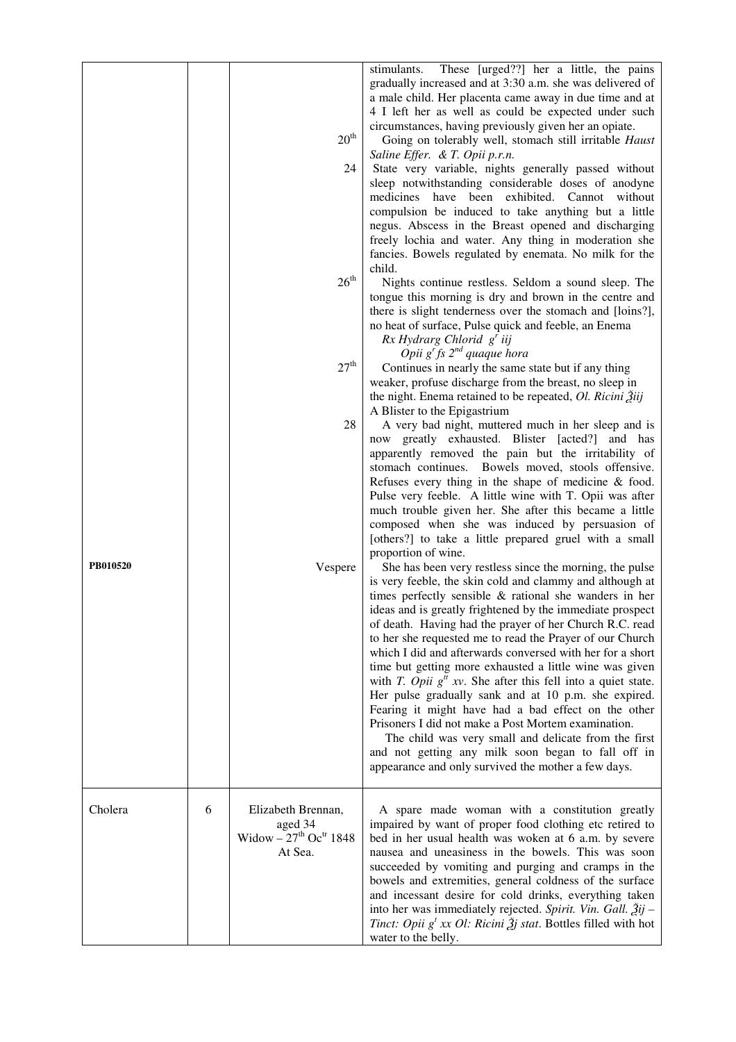| | | | |
|---|---|---|---|
| | | | stimulants. These [urged??] her a little, the pains gradually increased and at 3:30 a.m. she was delivered of a male child. Her placenta came away in due time and at 4 I left her as well as could be expected under such circumstances, having previously given her an opiate. |
| | | 20th | Going on tolerably well, stomach still irritable *Haust Saline Effer. & T. Opii p.r.n.* |
| | | 24 | State very variable, nights generally passed without sleep notwithstanding considerable doses of anodyne medicines have been exhibited. Cannot without compulsion be induced to take anything but a little negus. Abscess in the Breast opened and discharging freely lochia and water. Any thing in moderation she fancies. Bowels regulated by enemata. No milk for the child. |
| | | 26th | Nights continue restless. Seldom a sound sleep. The tongue this morning is dry and brown in the centre and there is slight tenderness over the stomach and [loins?], no heat of surface, Pulse quick and feeble, an Enema *Rx Hydrarg Chlorid gr iij* *Opii gr fs 2nd quaque hora* |
| | | 27th | Continues in nearly the same state but if any thing weaker, profuse discharge from the breast, no sleep in the night. Enema retained to be repeated, *Ol. Ricini ℥iij* A Blister to the Epigastrium |
| | | 28 | A very bad night, muttered much in her sleep and is now greatly exhausted. Blister [acted?] and has apparently removed the pain but the irritability of stomach continues. Bowels moved, stools offensive. Refuses every thing in the shape of medicine & food. Pulse very feeble. A little wine with T. Opii was after much trouble given her. She after this became a little composed when she was induced by persuasion of [others?] to take a little prepared gruel with a small proportion of wine. |
| **PB010520** | | Vespere | She has been very restless since the morning, the pulse is very feeble, the skin cold and clammy and although at times perfectly sensible & rational she wanders in her ideas and is greatly frightened by the immediate prospect of death. Having had the prayer of her Church R.C. read to her she requested me to read the Prayer of our Church which I did and afterwards conversed with her for a short time but getting more exhausted a little wine was given with *T. Opii gtt xv*. She after this fell into a quiet state. Her pulse gradually sank and at 10 p.m. she expired. Fearing it might have had a bad effect on the other Prisoners I did not make a Post Mortem examination. The child was very small and delicate from the first and not getting any milk soon began to fall off in appearance and only survived the mother a few days. |
| Cholera | 6 | Elizabeth Brennan, aged 34 Widow – 27th Octr 1848 At Sea. | A spare made woman with a constitution greatly impaired by want of proper food clothing etc retired to bed in her usual health was woken at 6 a.m. by severe nausea and uneasiness in the bowels. This was soon succeeded by vomiting and purging and cramps in the bowels and extremities, general coldness of the surface and incessant desire for cold drinks, everything taken into her was immediately rejected. *Spirit. Vin. Gall. ℥ij – Tinct: Opii gt xx Ol: Ricini ℥j stat*. Bottles filled with hot water to the belly. |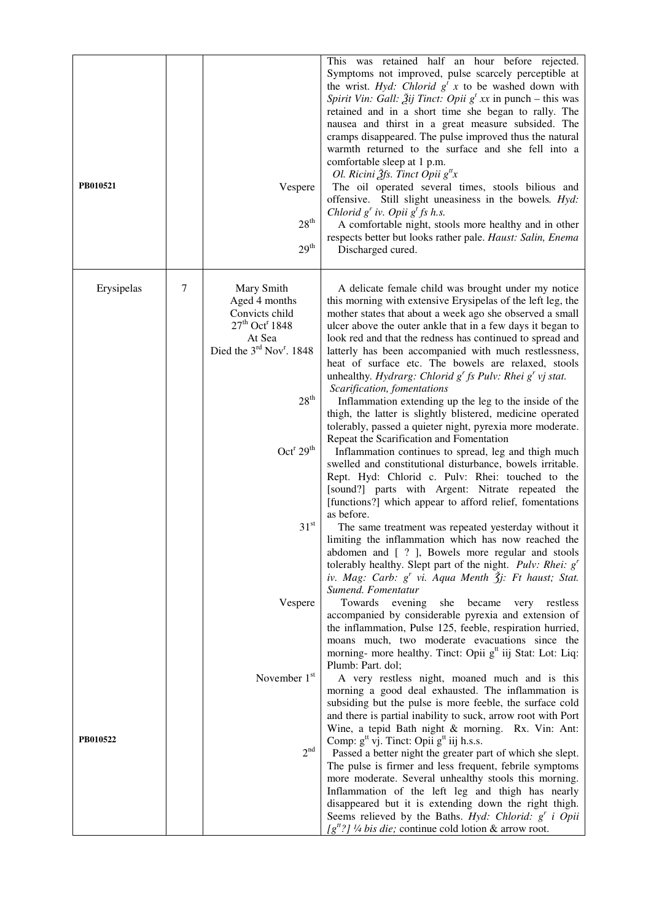| | | | |
|---|---|---|---|
| PB010521 | | Vespere<br><br>28th<br><br>29th | This was retained half an hour before rejected. Symptoms not improved, pulse scarcely perceptible at the wrist. *Hyd: Chlorid gr x to be washed down with Spirit Vin: Gall: ℥ij Tinct: Opii gt xx* in punch – this was retained and in a short time she began to rally. The nausea and thirst in a great measure subsided. The cramps disappeared. The pulse improved thus the natural warmth returned to the surface and she fell into a comfortable sleep at 1 p.m.<br>*Ol. Ricini ℥fs. Tinct Opii gtt x*<br>The oil operated several times, stools bilious and offensive. Still slight uneasiness in the bowels. *Hyd: Chlorid gr iv. Opii gr fs h.s.*<br>A comfortable night, stools more healthy and in other respects better but looks rather pale. *Haust: Salin, Enema*<br>Discharged cured. |
| Erysipelas | 7 | Mary Smith<br>Aged 4 months<br>Convicts child<br>27th Octr 1848<br>At Sea<br>Died the 3rd Novr. 1848<br><br>28th<br><br>Octr 29th<br><br>31st<br><br>Vespere<br><br>November 1st<br><br>2nd | A delicate female child was brought under my notice this morning with extensive Erysipelas of the left leg, the mother states that about a week ago she observed a small ulcer above the outer ankle that in a few days it began to look red and that the redness has continued to spread and latterly has been accompanied with much restlessness, heat of surface etc. The bowels are relaxed, stools unhealthy. *Hydrarg: Chlorid gr fs Pulv: Rhei gr vj stat. Scarification, fomentations*<br>Inflammation extending up the leg to the inside of the thigh, the latter is slightly blistered, medicine operated tolerably, passed a quieter night, pyrexia more moderate. Repeat the Scarification and Fomentation<br>Inflammation continues to spread, leg and thigh much swelled and constitutional disturbance, bowels irritable. Rept. Hyd: Chlorid c. Pulv: Rhei: touched to the [sound?] parts with Argent: Nitrate repeated the [functions?] which appear to afford relief, fomentations as before.<br>The same treatment was repeated yesterday without it limiting the inflammation which has now reached the abdomen and [ ? ], Bowels more regular and stools tolerably healthy. Slept part of the night. *Pulv: Rhei: gr iv. Mag: Carb: gr vi. Aqua Menth ℥j: Ft haust; Stat. Sumend. Fomentatur*<br>Towards evening she became very restless accompanied by considerable pyrexia and extension of the inflammation, Pulse 125, feeble, respiration hurried, moans much, two moderate evacuations since the morning- more healthy. Tinct: Opii gtt iij Stat: Lot: Liq: Plumb: Part. dol;<br>A very restless night, moaned much and is this morning a good deal exhausted. The inflammation is subsiding but the pulse is more feeble, the surface cold and there is partial inability to suck, arrow root with Port Wine, a tepid Bath night & morning. Rx. Vin: Ant: Comp: gtt vj. Tinct: Opii gtt iij h.s.s.<br>Passed a better night the greater part of which she slept. The pulse is firmer and less frequent, febrile symptoms more moderate. Several unhealthy stools this morning. Inflammation of the left leg and thigh has nearly disappeared but it is extending down the right thigh. Seems relieved by the Baths. *Hyd: Chlorid: gr i Opii [gtt?] ¼ bis die;* continue cold lotion & arrow root. |
| PB010522 | | | |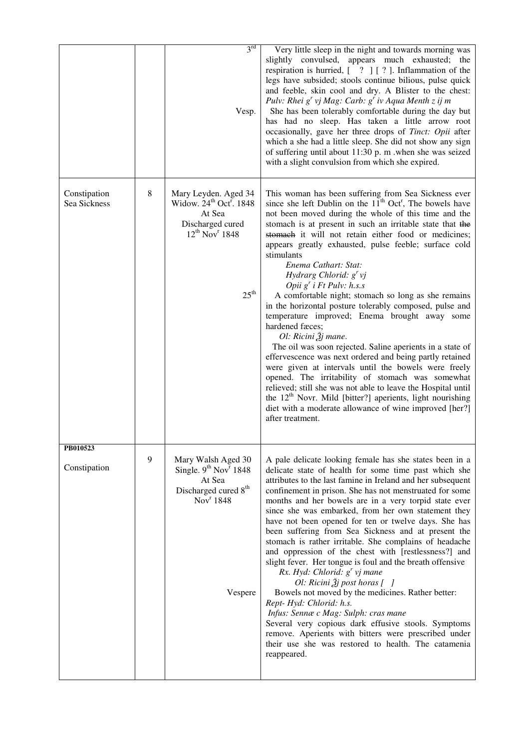| | | | |
|---|---|---|---|
| | | 3[rd]<br><br><br><br><br><br>Vesp. | Very little sleep in the night and towards morning was slightly convulsed, appears much exhausted; the respiration is hurried, [ ? ] [ ? ]. Inflammation of the legs have subsided; stools continue bilious, pulse quick and feeble, skin cool and dry. A Blister to the chest: *Pulv: Rhei g[r] vj Mag: Carb: g[r] iv Aqua Menth z ij m*<br>She has been tolerably comfortable during the day but has had no sleep. Has taken a little arrow root occasionally, gave her three drops of *Tinct: Opii* after which a she had a little sleep. She did not show any sign of suffering until about 11:30 p. m .when she was seized with a slight convulsion from which she expired. |
| Constipation<br>Sea Sickness | 8 | Mary Leyden. Aged 34<br>Widow. 24[th] Oct[r]. 1848<br>At Sea<br>Discharged cured<br>12[th] Nov[r] 1848<br><br><br><br><br><br><br>25[th] | This woman has been suffering from Sea Sickness ever since she left Dublin on the 11[th] Oct[r], The bowels have not been moved during the whole of this time and the stomach is at present in such an irritable state that ~~the stomach~~ it will not retain either food or medicines; appears greatly exhausted, pulse feeble; surface cold stimulants<br>*Enema Cathart: Stat:*<br>*Hydrarg Chlorid: g[r] vj*<br>*Opii g[r] i Ft Pulv: h.s.s*<br>A comfortable night; stomach so long as she remains in the horizontal posture tolerably composed, pulse and temperature improved; Enema brought away some hardened fæces;<br>*Ol: Ricini ℥j mane*.<br>The oil was soon rejected. Saline aperients in a state of effervescence was next ordered and being partly retained were given at intervals until the bowels were freely opened. The irritability of stomach was somewhat relieved; still she was not able to leave the Hospital until the 12[th] Novr. Mild [bitter?] aperients, light nourishing diet with a moderate allowance of wine improved [her?] after treatment. |
| **PB010523**<br><br>Constipation | 9 | Mary Walsh Aged 30<br>Single. 9[th] Nov[r] 1848<br>At Sea<br>Discharged cured 8[th] Nov[r] 1848<br><br><br><br><br><br><br><br><br>Vespere | A pale delicate looking female has she states been in a delicate state of health for some time past which she attributes to the last famine in Ireland and her subsequent confinement in prison. She has not menstruated for some months and her bowels are in a very torpid state ever since she was embarked, from her own statement they have not been opened for ten or twelve days. She has been suffering from Sea Sickness and at present the stomach is rather irritable. She complains of headache and oppression of the chest with [restlessness?] and slight fever. Her tongue is foul and the breath offensive<br>*Rx. Hyd: Chlorid: g[r] vj mane*<br>*Ol: Ricini ℥j post horas [ ]*<br>Bowels not moved by the medicines. Rather better:<br>*Rept- Hyd: Chlorid: h.s.*<br>*Infus: Sennæ c Mag: Sulph: cras mane*<br>Several very copious dark effusive stools. Symptoms remove. Aperients with bitters were prescribed under their use she was restored to health. The catamenia reappeared. |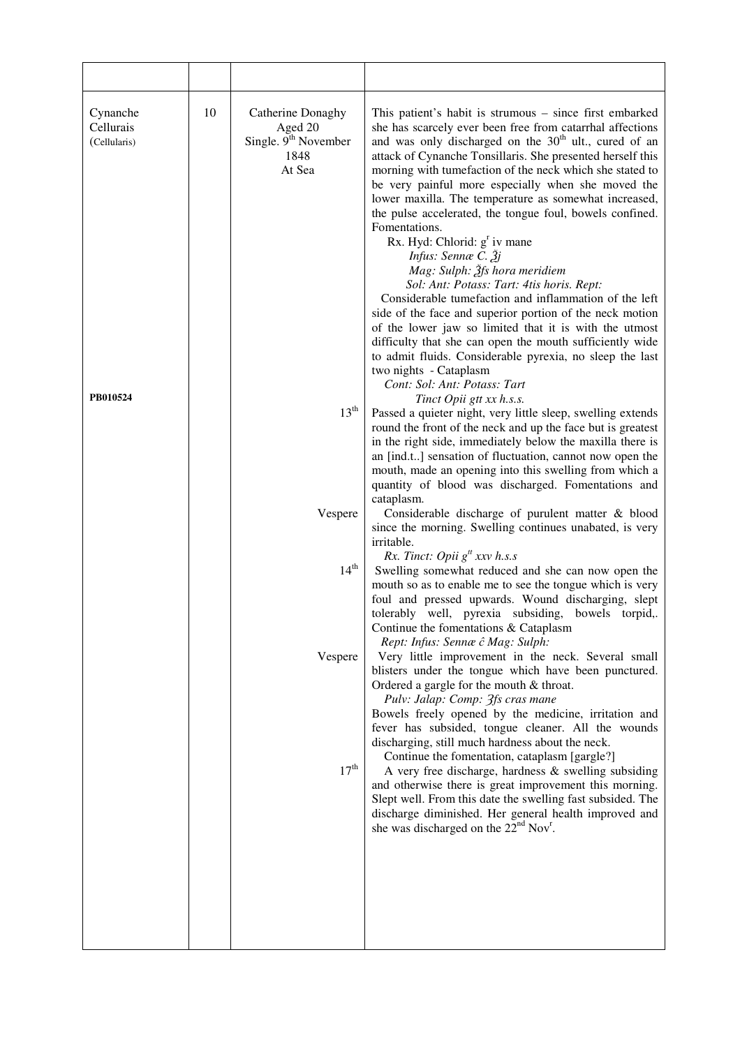| | | | |
|---|---|---|---|
| Cynanche Cellurais (Cellularis) | 10 | Catherine Donaghy Aged 20 Single. 9th November 1848 At Sea | This patient's habit is strumous – since first embarked she has scarcely ever been free from catarrhal affections and was only discharged on the 30th ult., cured of an attack of Cynanche Tonsillaris. She presented herself this morning with tumefaction of the neck which she stated to be very painful more especially when she moved the lower maxilla. The temperature as somewhat increased, the pulse accelerated, the tongue foul, bowels confined. Fomentations.<br>Rx. Hyd: Chlorid: gr iv mane<br>*Infus: Sennæ C. ℥j*<br>*Mag: Sulph: ℥ß hora meridiem*<br>*Sol: Ant: Potass: Tart: 4tis horis. Rept:*<br>Considerable tumefaction and inflammation of the left side of the face and superior portion of the neck motion of the lower jaw so limited that it is with the utmost difficulty that she can open the mouth sufficiently wide to admit fluids. Considerable pyrexia, no sleep the last two nights - Cataplasm<br>*Cont: Sol: Ant: Potass: Tart*<br>*Tinct Opii gtt xx h.s.s.* |
| PB010524 | | 13th | Passed a quieter night, very little sleep, swelling extends round the front of the neck and up the face but is greatest in the right side, immediately below the maxilla there is an [ind.t..] sensation of fluctuation, cannot now open the mouth, made an opening into this swelling from which a quantity of blood was discharged. Fomentations and cataplasm. |
| | | Vespere | Considerable discharge of purulent matter & blood since the morning. Swelling continues unabated, is very irritable.<br>*Rx. Tinct: Opii gtt xxv h.s.s* |
| | | 14th | Swelling somewhat reduced and she can now open the mouth so as to enable me to see the tongue which is very foul and pressed upwards. Wound discharging, slept tolerably well, pyrexia subsiding, bowels torpid,. Continue the fomentations & Cataplasm<br>*Rept: Infus: Sennæ ĉ Mag: Sulph:* |
| | | Vespere | Very little improvement in the neck. Several small blisters under the tongue which have been punctured. Ordered a gargle for the mouth & throat.<br>*Pulv: Jalap: Comp: ℨß cras mane*<br>Bowels freely opened by the medicine, irritation and fever has subsided, tongue cleaner. All the wounds discharging, still much hardness about the neck.<br>Continue the fomentation, cataplasm [gargle?] |
| | | 17th | A very free discharge, hardness & swelling subsiding and otherwise there is great improvement this morning. Slept well. From this date the swelling fast subsided. The discharge diminished. Her general health improved and she was discharged on the 22nd Novr. |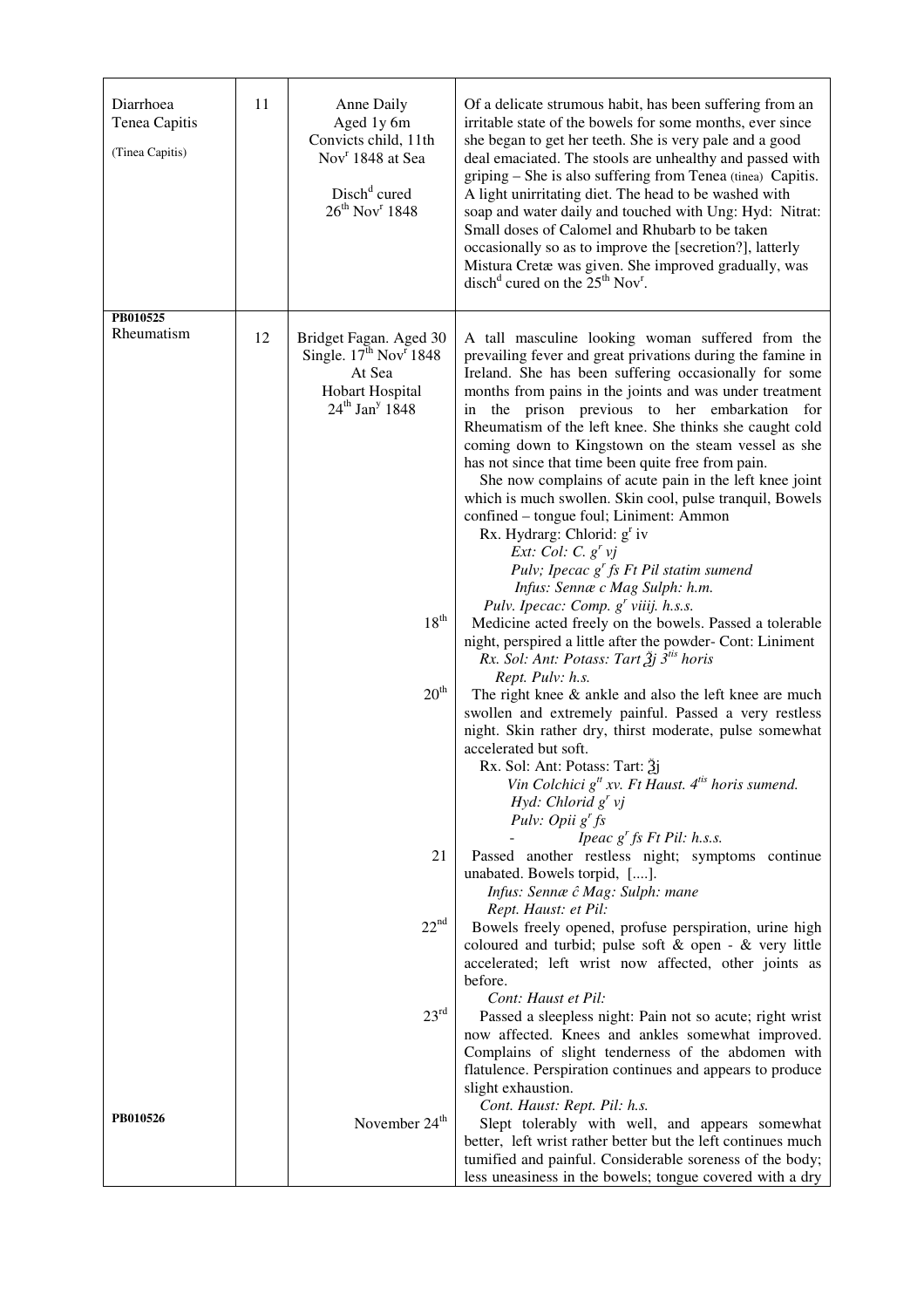| | | | |
|---|---|---|---|
| Diarrhoea<br>Tenea Capitis<br>(Tinea Capitis) | 11 | Anne Daily<br>Aged 1y 6m<br>Convicts child, 11th Nov[r] 1848 at Sea<br><br>Disch[d] cured<br>26[th] Nov[r] 1848 | Of a delicate strumous habit, has been suffering from an irritable state of the bowels for some months, ever since she began to get her teeth. She is very pale and a good deal emaciated. The stools are unhealthy and passed with griping – She is also suffering from Tenea (tinea) Capitis. A light unirritating diet. The head to be washed with soap and water daily and touched with Ung: Hyd: Nitrat: Small doses of Calomel and Rhubarb to be taken occasionally so as to improve the [secretion?], latterly Mistura Cretæ was given. She improved gradually, was disch[d] cured on the 25[th] Nov[r]. |
| **PB010525**<br>Rheumatism | 12 | Bridget Fagan. Aged 30 Single. 17[th] Nov[r] 1848<br>At Sea<br>Hobart Hospital<br>24[th] Jan[y] 1848 | A tall masculine looking woman suffered from the prevailing fever and great privations during the famine in Ireland. She has been suffering occasionally for some months from pains in the joints and was under treatment in the prison previous to her embarkation for Rheumatism of the left knee. She thinks she caught cold coming down to Kingstown on the steam vessel as she has not since that time been quite free from pain.<br>She now complains of acute pain in the left knee joint which is much swollen. Skin cool, pulse tranquil, Bowels confined – tongue foul; Liniment: Ammon<br>Rx. Hydrarg: Chlorid: g[r] iv<br>*Ext: Col: C. g[r] vj*<br>*Pulv; Ipecac g[r] fs Ft Pil statim sumend*<br>*Infus: Sennæ c Mag Sulph: h.m.*<br>*Pulv. Ipecac: Comp. g[r] viiij. h.s.s.* |
| | | 18[th] | Medicine acted freely on the bowels. Passed a tolerable night, perspired a little after the powder- Cont: Liniment<br>*Rx. Sol: Ant: Potass: Tart ℥j 3[tis] horis*<br>*Rept. Pulv: h.s.* |
| | | 20[th] | The right knee & ankle and also the left knee are much swollen and extremely painful. Passed a very restless night. Skin rather dry, thirst moderate, pulse somewhat accelerated but soft.<br>Rx. Sol: Ant: Potass: Tart: ℥j<br>*Vin Colchici g[tt] xv. Ft Haust. 4[tis] horis sumend.*<br>*Hyd: Chlorid g[r] vj*<br>*Pulv: Opii g[r] fs*<br>*- Ipeac g[r] fs Ft Pil: h.s.s.* |
| | | 21 | Passed another restless night; symptoms continue unabated. Bowels torpid, [....].<br>*Infus: Sennæ ĉ Mag: Sulph: mane*<br>*Rept. Haust: et Pil:* |
| | | 22[nd] | Bowels freely opened, profuse perspiration, urine high coloured and turbid; pulse soft & open - & very little accelerated; left wrist now affected, other joints as before.<br>*Cont: Haust et Pil:* |
| | | 23[rd] | Passed a sleepless night: Pain not so acute; right wrist now affected. Knees and ankles somewhat improved. Complains of slight tenderness of the abdomen with flatulence. Perspiration continues and appears to produce slight exhaustion.<br>*Cont. Haust: Rept. Pil: h.s.* |
| **PB010526** | | November 24[th] | Slept tolerably with well, and appears somewhat better, left wrist rather better but the left continues much tumified and painful. Considerable soreness of the body; less uneasiness in the bowels; tongue covered with a dry |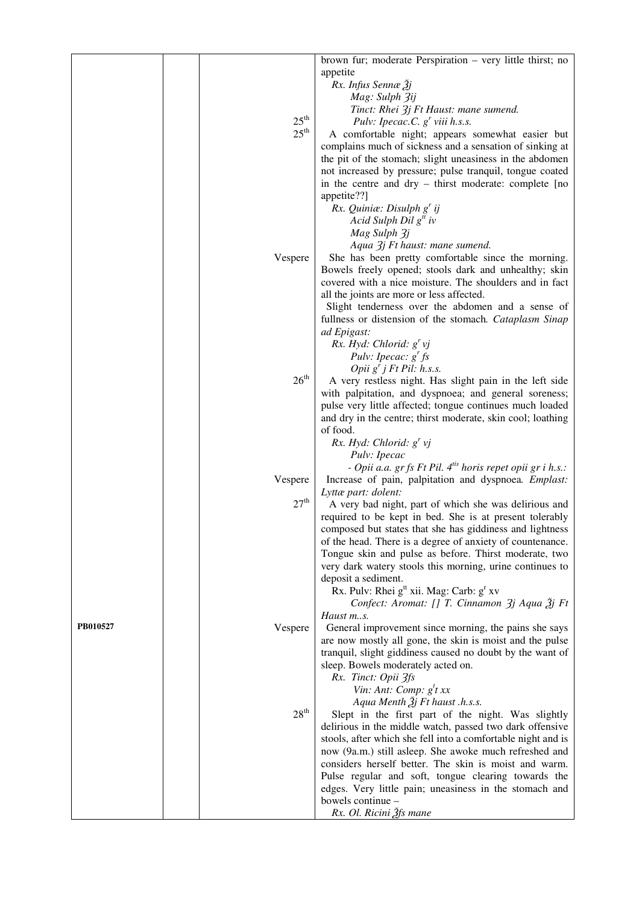| | | | |
|---|---|---|---|
| | | | brown fur; moderate Perspiration – very little thirst; no appetite<br>*Rx. Infus Sennæ ℥j*<br>*Mag: Sulph ʒij*<br>*Tinct: Rhei ʒj Ft Haust: mane sumend.* |
| | | 25th | *Pulv: Ipecac.C. gr viii h.s.s.* |
| | | 25th | A comfortable night; appears somewhat easier but complains much of sickness and a sensation of sinking at the pit of the stomach; slight uneasiness in the abdomen not increased by pressure; pulse tranquil, tongue coated in the centre and dry – thirst moderate: complete [no appetite??]<br>*Rx. Quiniæ: Disulph gr ij*<br>*Acid Sulph Dil gtt iv*<br>*Mag Sulph ʒj*<br>*Aqua ʒj Ft haust: mane sumend.* |
| | | Vespere | She has been pretty comfortable since the morning. Bowels freely opened; stools dark and unhealthy; skin covered with a nice moisture. The shoulders and in fact all the joints are more or less affected.<br>Slight tenderness over the abdomen and a sense of fullness or distension of the stomach. *Cataplasm Sinap ad Epigast:*<br>*Rx. Hyd: Chlorid: gr vj*<br>*Pulv: Ipecac: gr fs*<br>*Opii gr j Ft Pil: h.s.s.* |
| | | 26th | A very restless night. Has slight pain in the left side with palpitation, and dyspnoea; and general soreness; pulse very little affected; tongue continues much loaded and dry in the centre; thirst moderate, skin cool; loathing of food.<br>*Rx. Hyd: Chlorid: gr vj*<br>*Pulv: Ipecac*<br>*- Opii a.a. gr fs Ft Pil. 4tis horis repet opii gr i h.s.:* |
| | | Vespere | Increase of pain, palpitation and dyspnoea. *Emplast: Lyttæ part: dolent:* |
| | | 27th | A very bad night, part of which she was delirious and required to be kept in bed. She is at present tolerably composed but states that she has giddiness and lightness of the head. There is a degree of anxiety of countenance. Tongue skin and pulse as before. Thirst moderate, two very dark watery stools this morning, urine continues to deposit a sediment.<br>Rx. Pulv: Rhei gtt xii. Mag: Carb: gr xv<br>*Confect: Aromat: [] T. Cinnamon ʒj Aqua ℥j Ft Haust m..s.* |
| PB010527 | | Vespere | General improvement since morning, the pains she says are now mostly all gone, the skin is moist and the pulse tranquil, slight giddiness caused no doubt by the want of sleep. Bowels moderately acted on.<br>*Rx. Tinct: Opii ʒfs*<br>*Vin: Ant: Comp: gt xx*<br>*Aqua Menth ℥j Ft haust .h.s.s.* |
| | | 28th | Slept in the first part of the night. Was slightly delirious in the middle watch, passed two dark offensive stools, after which she fell into a comfortable night and is now (9a.m.) still asleep. She awoke much refreshed and considers herself better. The skin is moist and warm. Pulse regular and soft, tongue clearing towards the edges. Very little pain; uneasiness in the stomach and bowels continue –<br>*Rx. Ol. Ricini ℥fs mane* |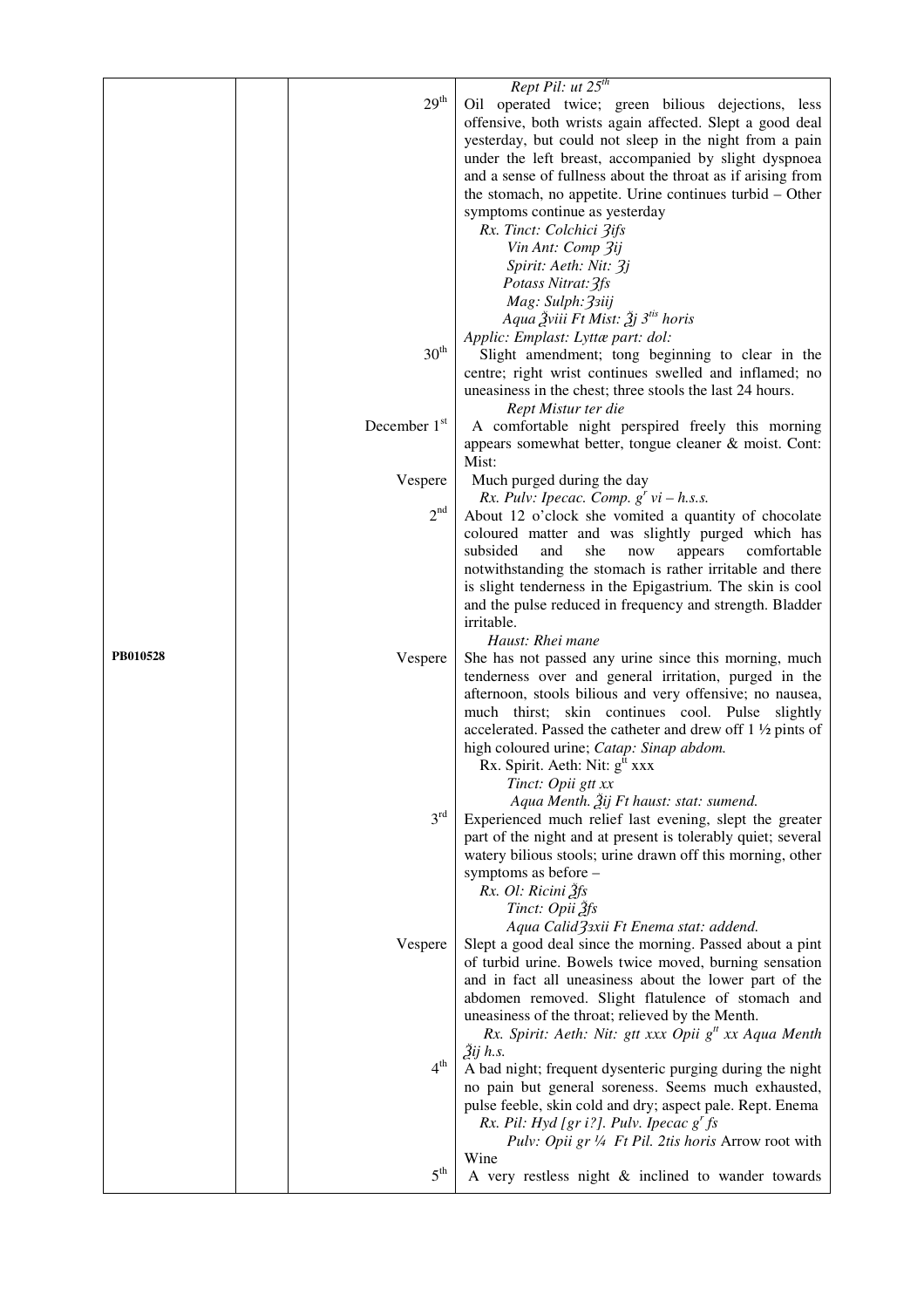| | | | |
|---|---|---|---|
| | | | *Rept Pil: ut 25th* |
| | | 29th | Oil operated twice; green bilious dejections, less offensive, both wrists again affected. Slept a good deal yesterday, but could not sleep in the night from a pain under the left breast, accompanied by slight dyspnoea and a sense of fullness about the throat as if arising from the stomach, no appetite. Urine continues turbid – Other symptoms continue as yesterday<br>*Rx. Tinct: Colchici ʒifs*<br>*Vin Ant: Comp ʒij*<br>*Spirit: Aeth: Nit: ʒj*<br>*Potass Nitrat: ʒfs*<br>*Mag: Sulph: ʒʒiij*<br>*Aqua ℥viii Ft Mist: ℥j 3tis horis*<br>*Applic: Emplast: Lyttæ part: dol:* |
| | | 30th | Slight amendment; tong beginning to clear in the centre; right wrist continues swelled and inflamed; no uneasiness in the chest; three stools the last 24 hours.<br>*Rept Mistur ter die* |
| | | December 1st | A comfortable night perspired freely this morning appears somewhat better, tongue cleaner & moist. Cont: Mist: |
| | | Vespere | Much purged during the day<br>*Rx. Pulv: Ipecac. Comp. gr vi – h.s.s.* |
| | | 2nd | About 12 o'clock she vomited a quantity of chocolate coloured matter and was slightly purged which has subsided and she now appears comfortable notwithstanding the stomach is rather irritable and there is slight tenderness in the Epigastrium. The skin is cool and the pulse reduced in frequency and strength. Bladder irritable.<br>*Haust: Rhei mane* |
| **PB010528** | | Vespere | She has not passed any urine since this morning, much tenderness over and general irritation, purged in the afternoon, stools bilious and very offensive; no nausea, much thirst; skin continues cool. Pulse slightly accelerated. Passed the catheter and drew off 1 ½ pints of high coloured urine; *Catap: Sinap abdom.*<br>Rx. Spirit. Aeth: Nit: gtt xxx<br>*Tinct: Opii gtt xx*<br>*Aqua Menth. ℥ij Ft haust: stat: sumend.* |
| | | 3rd | Experienced much relief last evening, slept the greater part of the night and at present is tolerably quiet; several watery bilious stools; urine drawn off this morning, other symptoms as before –<br>*Rx. Ol: Ricini ℥fs*<br>*Tinct: Opii ℥fs*<br>*Aqua Calid ʒʒxii Ft Enema stat: addend.* |
| | | Vespere | Slept a good deal since the morning. Passed about a pint of turbid urine. Bowels twice moved, burning sensation and in fact all uneasiness about the lower part of the abdomen removed. Slight flatulence of stomach and uneasiness of the throat; relieved by the Menth.<br>*Rx. Spirit: Aeth: Nit: gtt xxx Opii gtt xx Aqua Menth ℥ij h.s.* |
| | | 4th | A bad night; frequent dysenteric purging during the night no pain but general soreness. Seems much exhausted, pulse feeble, skin cold and dry; aspect pale. Rept. Enema<br>*Rx. Pil: Hyd [gr i?]. Pulv. Ipecac gr fs*<br>*Pulv: Opii gr ¼ Ft Pil. 2tis horis* Arrow root with Wine |
| | | 5th | A very restless night & inclined to wander towards |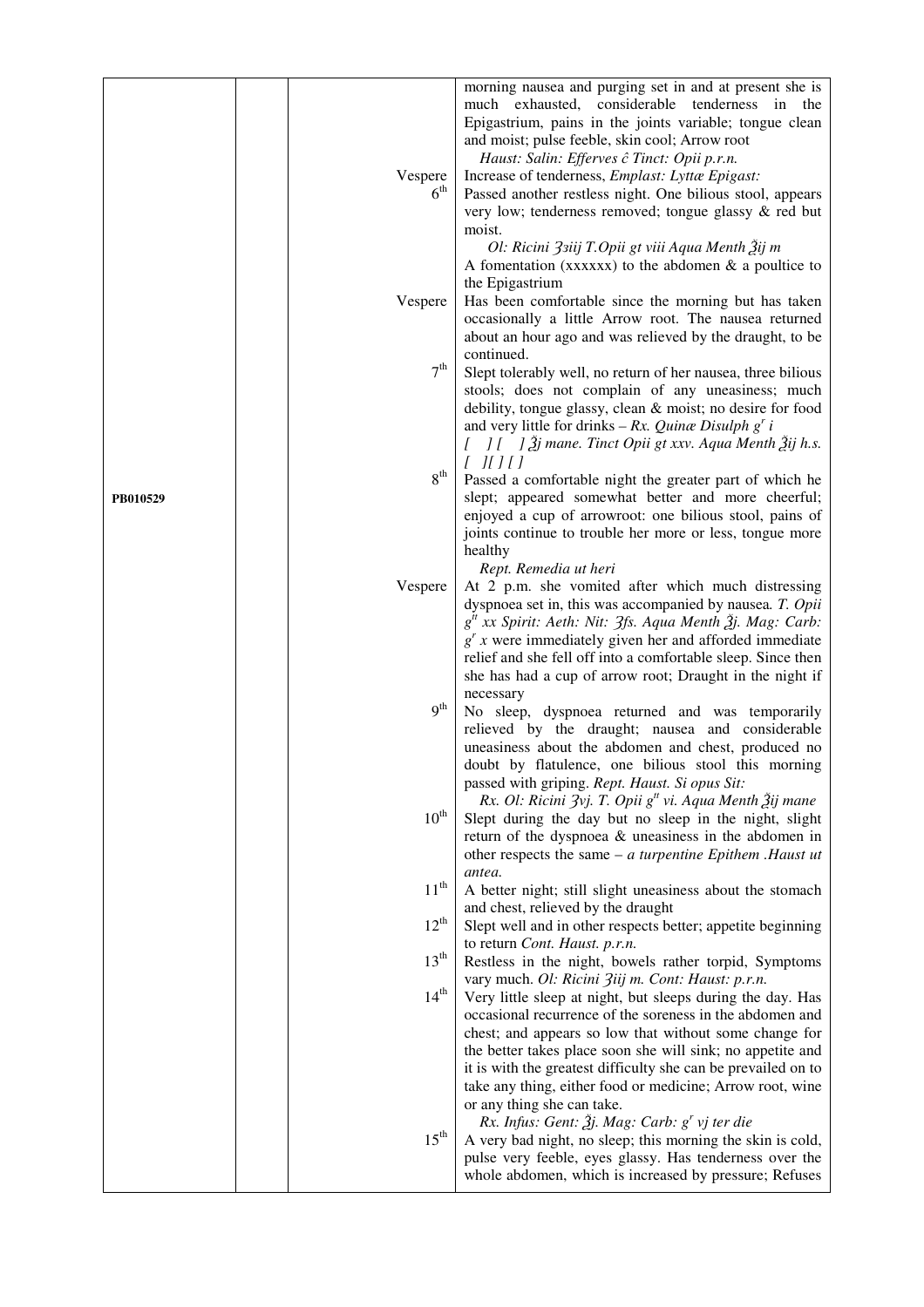| | | | |
|---|---|---|---|
| PB010529 | | | morning nausea and purging set in and at present she is much exhausted, considerable tenderness in the Epigastrium, pains in the joints variable; tongue clean and moist; pulse feeble, skin cool; Arrow root *Haust: Salin: Efferves ĉ Tinct: Opii p.r.n.* |
| | | Vespere | Increase of tenderness, *Emplast: Lyttæ Epigast:* |
| | | 6th | Passed another restless night. One bilious stool, appears very low; tenderness removed; tongue glassy & red but moist. *Ol: Ricini ʒiij T.Opii gt viii Aqua Menth ℥ij m* A fomentation (xxxxxx) to the abdomen & a poultice to the Epigastrium |
| | | Vespere | Has been comfortable since the morning but has taken occasionally a little Arrow root. The nausea returned about an hour ago and was relieved by the draught, to be continued. |
| | | 7th | Slept tolerably well, no return of her nausea, three bilious stools; does not complain of any uneasiness; much debility, tongue glassy, clean & moist; no desire for food and very little for drinks – *Rx. Quinæ Disulph gr i [ ] [ ] ℥j mane. Tinct Opii gt xxv. Aqua Menth ℥ij h.s. [ ][ ] [ ]* |
| | | 8th | Passed a comfortable night the greater part of which he slept; appeared somewhat better and more cheerful; enjoyed a cup of arrowroot: one bilious stool, pains of joints continue to trouble her more or less, tongue more healthy *Rept. Remedia ut heri* |
| | | Vespere | At 2 p.m. she vomited after which much distressing dyspnoea set in, this was accompanied by nausea. *T. Opii gtt xx Spirit: Aeth: Nit: ʒfs. Aqua Menth ℥j. Mag: Carb: gr x* were immediately given her and afforded immediate relief and she fell off into a comfortable sleep. Since then she has had a cup of arrow root; Draught in the night if necessary |
| | | 9th | No sleep, dyspnoea returned and was temporarily relieved by the draught; nausea and considerable uneasiness about the abdomen and chest, produced no doubt by flatulence, one bilious stool this morning passed with griping. *Rept. Haust. Si opus Sit: Rx. Ol: Ricini ʒvj. T. Opii gtt vi. Aqua Menth ℥ij mane* |
| | | 10th | Slept during the day but no sleep in the night, slight return of the dyspnoea & uneasiness in the abdomen in other respects the same – *a turpentine Epithem .Haust ut antea.* |
| | | 11th | A better night; still slight uneasiness about the stomach and chest, relieved by the draught |
| | | 12th | Slept well and in other respects better; appetite beginning to return *Cont. Haust. p.r.n.* |
| | | 13th | Restless in the night, bowels rather torpid, Symptoms vary much. *Ol: Ricini ʒiij m. Cont: Haust: p.r.n.* |
| | | 14th | Very little sleep at night, but sleeps during the day. Has occasional recurrence of the soreness in the abdomen and chest; and appears so low that without some change for the better takes place soon she will sink; no appetite and it is with the greatest difficulty she can be prevailed on to take any thing, either food or medicine; Arrow root, wine or any thing she can take. *Rx. Infus: Gent: ℥j. Mag: Carb: gr vj ter die* |
| | | 15th | A very bad night, no sleep; this morning the skin is cold, pulse very feeble, eyes glassy. Has tenderness over the whole abdomen, which is increased by pressure; Refuses |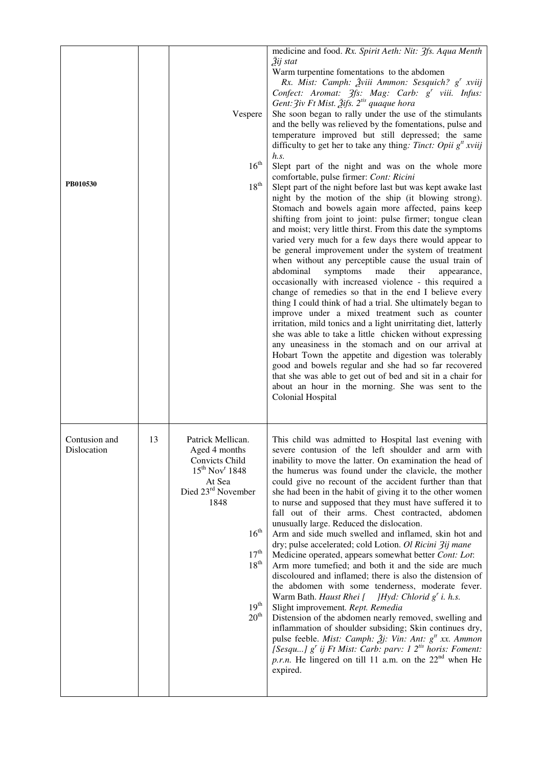| | | | |
|---|---|---|---|
| PB010530 | | Vespere<br><br>$16^{th}$<br><br>$18^{th}$ | medicine and food. *Rx. Spirit Aeth: Nit: ʒfs. Aqua Menth ℥ij stat*<br>Warm turpentine fomentations to the abdomen<br>*Rx. Mist: Camph: ℥viii Ammon: Sesquich? $g^r$ xviij Confect: Aromat: ʒfs: Mag: Carb: $g^r$ viii. Infus: Gent:ʒiv Ft Mist. ℥ifs. $2^{tis}$ quaque hora*<br>She soon began to rally under the use of the stimulants and the belly was relieved by the fomentations, pulse and temperature improved but still depressed; the same difficulty to get her to take any thing*: Tinct: Opii $g^{tt}$ xviij h.s.*<br>Slept part of the night and was on the whole more comfortable, pulse firmer: *Cont: Ricini*<br>Slept part of the night before last but was kept awake last night by the motion of the ship (it blowing strong). Stomach and bowels again more affected, pains keep shifting from joint to joint: pulse firmer; tongue clean and moist; very little thirst. From this date the symptoms varied very much for a few days there would appear to be general improvement under the system of treatment when without any perceptible cause the usual train of abdominal symptoms made their appearance, occasionally with increased violence - this required a change of remedies so that in the end I believe every thing I could think of had a trial. She ultimately began to improve under a mixed treatment such as counter irritation, mild tonics and a light unirritating diet, latterly she was able to take a little chicken without expressing any uneasiness in the stomach and on our arrival at Hobart Town the appetite and digestion was tolerably good and bowels regular and she had so far recovered that she was able to get out of bed and sit in a chair for about an hour in the morning. She was sent to the Colonial Hospital |
| Contusion and Dislocation | 13 | Patrick Mellican.<br>Aged 4 months<br>Convicts Child<br>$15^{th}$ Nov$^r$ 1848<br>At Sea<br>Died $23^{rd}$ November 1848<br><br>$16^{th}$<br><br>$17^{th}$<br>$18^{th}$<br><br>$19^{th}$<br>$20^{th}$ | This child was admitted to Hospital last evening with severe contusion of the left shoulder and arm with inability to move the latter. On examination the head of the humerus was found under the clavicle, the mother could give no recount of the accident further than that she had been in the habit of giving it to the other women to nurse and supposed that they must have suffered it to fall out of their arms. Chest contracted, abdomen unusually large. Reduced the dislocation.<br>Arm and side much swelled and inflamed, skin hot and dry; pulse accelerated; cold Lotion. *Ol Ricini ʒij mane*<br>Medicine operated, appears somewhat better *Cont: Lot*:<br>Arm more tumefied; and both it and the side are much discoloured and inflamed; there is also the distension of the abdomen with some tenderness, moderate fever. Warm Bath. *Haust Rhei [ ]Hyd: Chlorid $g^r$ i. h.s.*<br>Slight improvement*. Rept. Remedia*<br>Distension of the abdomen nearly removed, swelling and inflammation of shoulder subsiding; Skin continues dry, pulse feeble. *Mist: Camph: ℥j: Vin: Ant: $g^{tt}$ xx. Ammon [Sesqu...] $g^r$ ij Ft Mist: Carb: parv: 1 $2^{tis}$ horis: Foment: p.r.n.* He lingered on till 11 a.m. on the $22^{nd}$ when He expired. |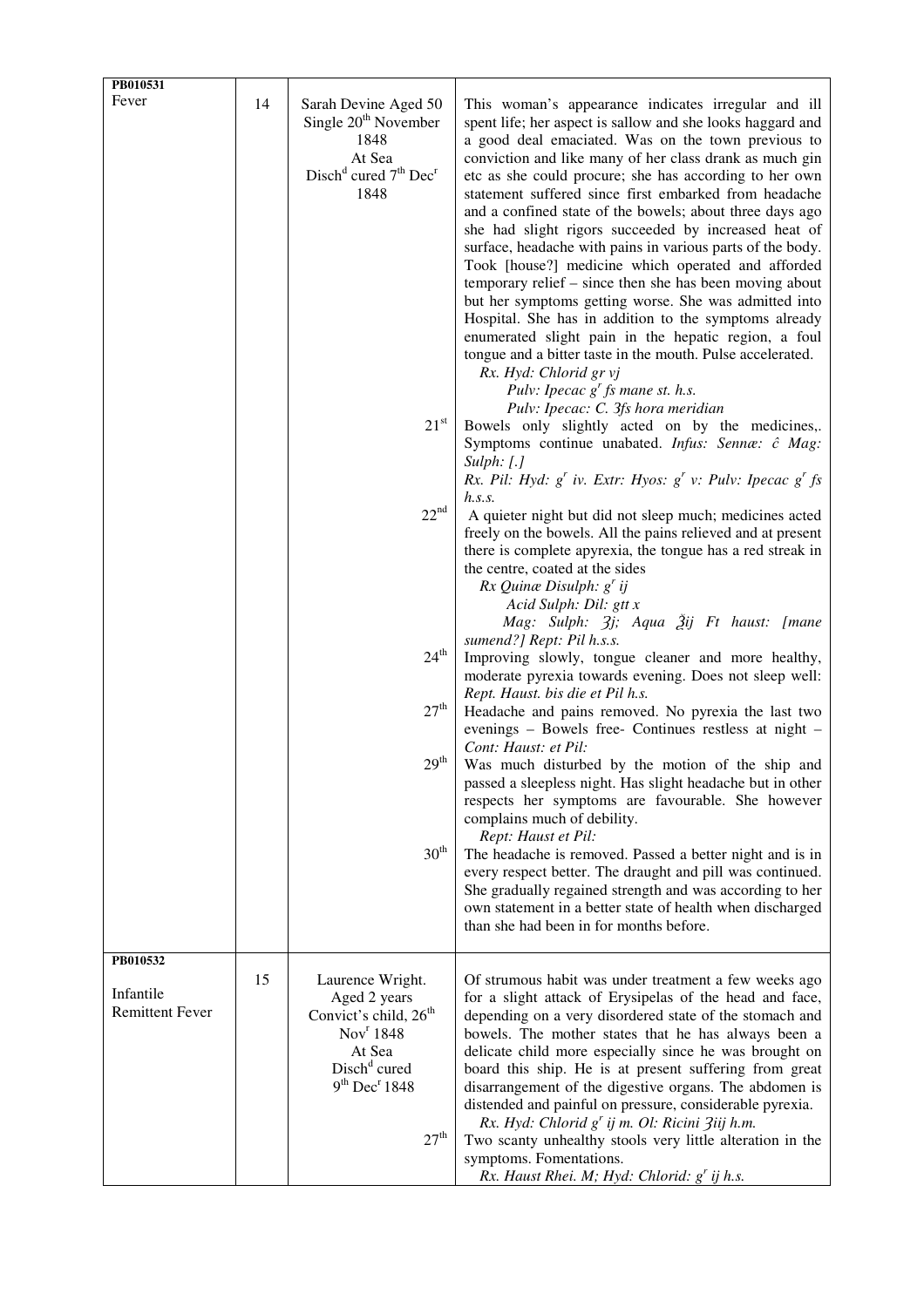| | | | |
|---|---|---|---|
| **PB010531**<br>Fever | 14 | Sarah Devine Aged 50 Single 20th November 1848<br>At Sea<br>Dischd cured 7th Decr 1848 | This woman's appearance indicates irregular and ill spent life; her aspect is sallow and she looks haggard and a good deal emaciated. Was on the town previous to conviction and like many of her class drank as much gin etc as she could procure; she has according to her own statement suffered since first embarked from headache and a confined state of the bowels; about three days ago she had slight rigors succeeded by increased heat of surface, headache with pains in various parts of the body. Took [house?] medicine which operated and afforded temporary relief – since then she has been moving about but her symptoms getting worse. She was admitted into Hospital. She has in addition to the symptoms already enumerated slight pain in the hepatic region, a foul tongue and a bitter taste in the mouth. Pulse accelerated.<br>*Rx. Hyd: Chlorid gr vj*<br>*Pulv: Ipecac gr fs mane st. h.s.*<br>*Pulv: Ipecac: C. ℨfs hora meridian* |
| | | 21st | Bowels only slightly acted on by the medicines,. Symptoms continue unabated. *Infus: Sennæ: ĉ Mag: Sulph: [.]*<br>*Rx. Pil: Hyd: gr iv. Extr: Hyos: gr v: Pulv: Ipecac gr fs h.s.s.* |
| | | 22nd | A quieter night but did not sleep much; medicines acted freely on the bowels. All the pains relieved and at present there is complete apyrexia, the tongue has a red streak in the centre, coated at the sides<br>*Rx Quinæ Disulph: gr ij*<br>*Acid Sulph: Dil: gtt x*<br>*Mag: Sulph: ℨj; Aqua ℥ij Ft haust: [mane sumend?] Rept: Pil h.s.s.* |
| | | 24th | Improving slowly, tongue cleaner and more healthy, moderate pyrexia towards evening. Does not sleep well: *Rept. Haust. bis die et Pil h.s.* |
| | | 27th | Headache and pains removed. No pyrexia the last two evenings – Bowels free- Continues restless at night – *Cont: Haust: et Pil:* |
| | | 29th | Was much disturbed by the motion of the ship and passed a sleepless night. Has slight headache but in other respects her symptoms are favourable. She however complains much of debility.<br>*Rept: Haust et Pil:* |
| | | 30th | The headache is removed. Passed a better night and is in every respect better. The draught and pill was continued. She gradually regained strength and was according to her own statement in a better state of health when discharged than she had been in for months before. |
| **PB010532**<br>Infantile Remittent Fever | 15 | Laurence Wright. Aged 2 years Convict's child, 26th Novr 1848<br>At Sea<br>Dischd cured 9th Decr 1848 | Of strumous habit was under treatment a few weeks ago for a slight attack of Erysipelas of the head and face, depending on a very disordered state of the stomach and bowels. The mother states that he has always been a delicate child more especially since he was brought on board this ship. He is at present suffering from great disarrangement of the digestive organs. The abdomen is distended and painful on pressure, considerable pyrexia.<br>*Rx. Hyd: Chlorid gr ij m. Ol: Ricini ℨiij h.m.* |
| | | 27th | Two scanty unhealthy stools very little alteration in the symptoms. Fomentations.<br>*Rx. Haust Rhei. M; Hyd: Chlorid: gr ij h.s.* |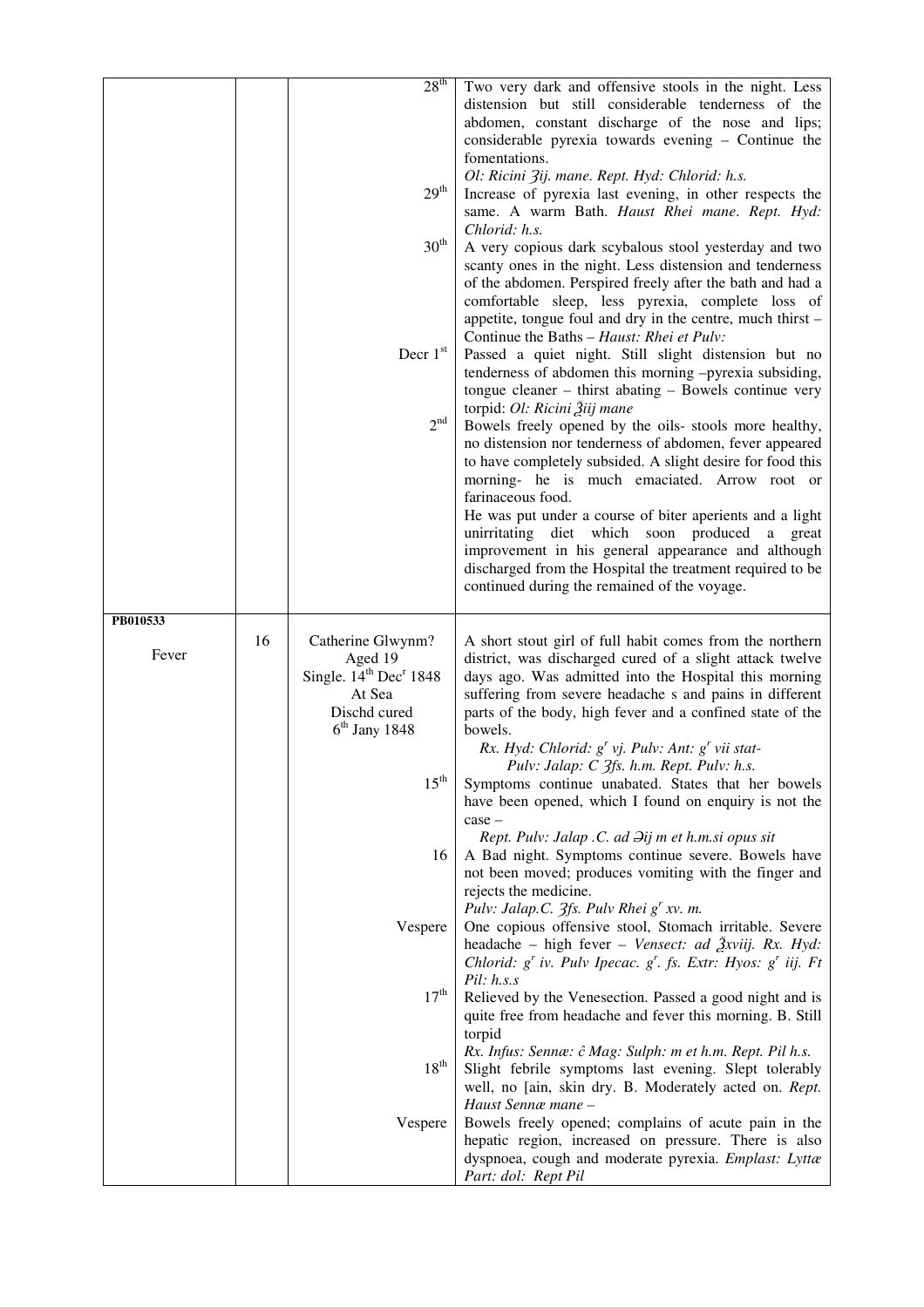| | | | |
|---|---|---|---|
| | | 28th | Two very dark and offensive stools in the night. Less distension but still considerable tenderness of the abdomen, constant discharge of the nose and lips; considerable pyrexia towards evening – Continue the fomentations. *Ol: Ricini ʒij. mane. Rept. Hyd: Chlorid: h.s.* |
| | | 29th | Increase of pyrexia last evening, in other respects the same. A warm Bath. *Haust Rhei mane. Rept. Hyd: Chlorid: h.s.* |
| | | 30th | A very copious dark scybalous stool yesterday and two scanty ones in the night. Less distension and tenderness of the abdomen. Perspired freely after the bath and had a comfortable sleep, less pyrexia, complete loss of appetite, tongue foul and dry in the centre, much thirst – Continue the Baths – *Haust: Rhei et Pulv:* |
| | | Decr 1st | Passed a quiet night. Still slight distension but no tenderness of abdomen this morning –pyrexia subsiding, tongue cleaner – thirst abating – Bowels continue very torpid: *Ol: Ricini ℥iij mane* |
| | | 2nd | Bowels freely opened by the oils- stools more healthy, no distension nor tenderness of abdomen, fever appeared to have completely subsided. A slight desire for food this morning- he is much emaciated. Arrow root or farinaceous food.<br>He was put under a course of biter aperients and a light unirritating diet which soon produced a great improvement in his general appearance and although discharged from the Hospital the treatment required to be continued during the remained of the voyage. |
| **PB010533**<br><br>Fever | 16 | Catherine Glwynm?<br>Aged 19<br>Single. 14th Decr 1848<br>At Sea<br>Dischd cured<br>6th Jany 1848 | A short stout girl of full habit comes from the northern district, was discharged cured of a slight attack twelve days ago. Was admitted into the Hospital this morning suffering from severe headache s and pains in different parts of the body, high fever and a confined state of the bowels.<br>*Rx. Hyd: Chlorid: gr vj. Pulv: Ant: gr vii stat- Pulv: Jalap: C ʒfs. h.m. Rept. Pulv: h.s.* |
| | | 15th | Symptoms continue unabated. States that her bowels have been opened, which I found on enquiry is not the case –<br>*Rept. Pulv: Jalap .C. ad ∋ij m et h.m.si opus sit* |
| | | 16 | A Bad night. Symptoms continue severe. Bowels have not been moved; produces vomiting with the finger and rejects the medicine.<br>*Pulv: Jalap.C. ʒfs. Pulv Rhei gr xv. m.* |
| | | Vespere | One copious offensive stool, Stomach irritable. Severe headache – high fever – *Vensect: ad ℥xviij. Rx. Hyd: Chlorid: gr iv. Pulv Ipecac. gr. fs. Extr: Hyos: gr iij. Ft Pil: h.s.s* |
| | | 17th | Relieved by the Venesection. Passed a good night and is quite free from headache and fever this morning. B. Still torpid<br>*Rx. Infus: Sennæ: ĉ Mag: Sulph: m et h.m. Rept. Pil h.s.* |
| | | 18th | Slight febrile symptoms last evening. Slept tolerably well, no [ain, skin dry. B. Moderately acted on. *Rept. Haust Sennæ mane* – |
| | | Vespere | Bowels freely opened; complains of acute pain in the hepatic region, increased on pressure. There is also dyspnoea, cough and moderate pyrexia. *Emplast: Lyttæ Part: dol: Rept Pil* |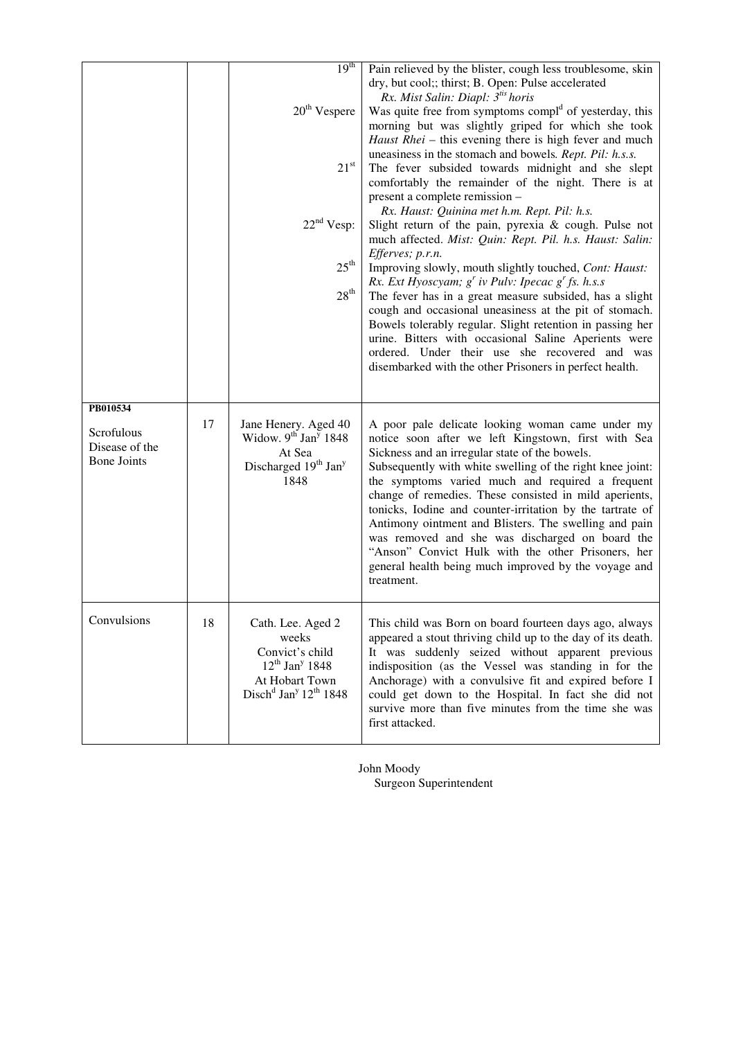| | | | |
|---|---|---|---|
| | | 19[th] | Pain relieved by the blister, cough less troublesome, skin dry, but cool;; thirst; B. Open: Pulse accelerated *Rx. Mist Salin: Diapl: 3[tis] horis* |
| | | 20[th] Vespere | Was quite free from symptoms compl[d] of yesterday, this morning but was slightly griped for which she took *Haust Rhei* – this evening there is high fever and much uneasiness in the stomach and bowels. *Rept. Pil: h.s.s.* |
| | | 21[st] | The fever subsided towards midnight and she slept comfortably the remainder of the night. There is at present a complete remission – *Rx. Haust: Quinina met h.m. Rept. Pil: h.s.* |
| | | 22[nd] Vesp: | Slight return of the pain, pyrexia & cough. Pulse not much affected. *Mist: Quin: Rept. Pil. h.s. Haust: Salin: Efferves; p.r.n.* |
| | | 25[th] | Improving slowly, mouth slightly touched, *Cont: Haust: Rx. Ext Hyoscyam; g[r] iv Pulv: Ipecac g[r] fs. h.s.s* |
| | | 28[th] | The fever has in a great measure subsided, has a slight cough and occasional uneasiness at the pit of stomach. Bowels tolerably regular. Slight retention in passing her urine. Bitters with occasional Saline Aperients were ordered. Under their use she recovered and was disembarked with the other Prisoners in perfect health. |
| **PB010534** Scrofulous Disease of the Bone Joints | 17 | Jane Henery. Aged 40 Widow. 9[th] Jan[y] 1848 At Sea Discharged 19[th] Jan[y] 1848 | A poor pale delicate looking woman came under my notice soon after we left Kingstown, first with Sea Sickness and an irregular state of the bowels. Subsequently with white swelling of the right knee joint: the symptoms varied much and required a frequent change of remedies. These consisted in mild aperients, tonicks, Iodine and counter-irritation by the tartrate of Antimony ointment and Blisters. The swelling and pain was removed and she was discharged on board the "Anson" Convict Hulk with the other Prisoners, her general health being much improved by the voyage and treatment. |
| Convulsions | 18 | Cath. Lee. Aged 2 weeks Convict's child 12[th] Jan[y] 1848 At Hobart Town Disch[d] Jan[y] 12[th] 1848 | This child was Born on board fourteen days ago, always appeared a stout thriving child up to the day of its death. It was suddenly seized without apparent previous indisposition (as the Vessel was standing in for the Anchorage) with a convulsive fit and expired before I could get down to the Hospital. In fact she did not survive more than five minutes from the time she was first attacked. |

John Moody
Surgeon Superintendent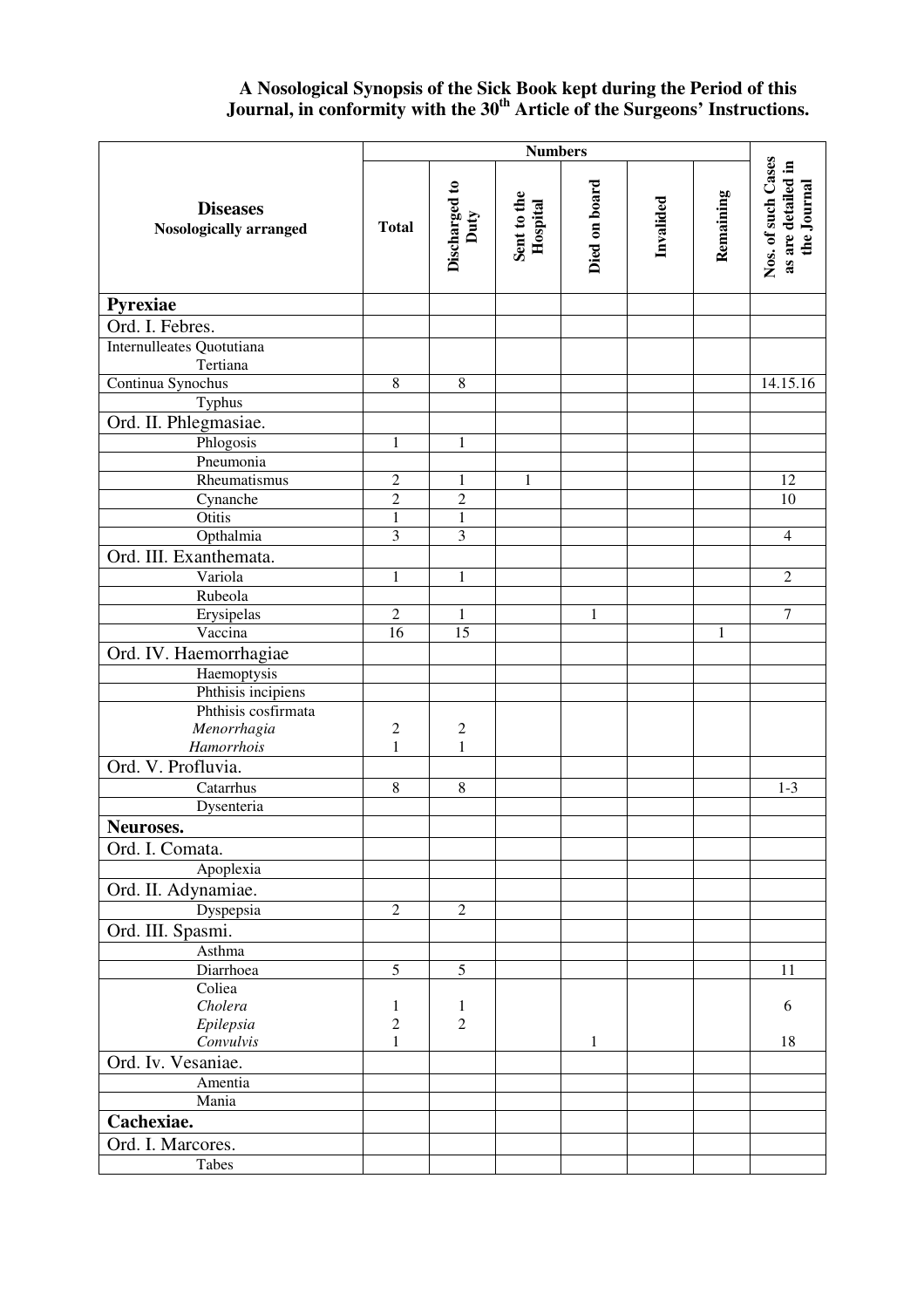### A Nosological Synopsis of the Sick Book kept during the Period of this Journal, in conformity with the 30th Article of the Surgeons' Instructions.

| Diseases<br>Nosologically arranged | Numbers | | | | | | Nos. of such Cases as are detailed in the Journal |
|---|---|---|---|---|---|---|---|
| | Total | Discharged to Duty | Sent to the Hospital | Died on board | Invalided | Remaining | |
| **Pyrexiae** | | | | | | | |
| Ord. I. Febres. | | | | | | | |
| Internulleates Quotutiana<br>Tertiana | | | | | | | |
| Continua Synochus | 8 | 8 | | | | | 14.15.16 |
| Typhus | | | | | | | |
| Ord. II. Phlegmasiae. | | | | | | | |
| Phlogosis | 1 | 1 | | | | | |
| Pneumonia | | | | | | | |
| Rheumatismus | 2 | 1 | 1 | | | | 12 |
| Cynanche | 2 | 2 | | | | | 10 |
| Otitis | 1 | 1 | | | | | |
| Opthalmia | 3 | 3 | | | | | 4 |
| Ord. III. Exanthemata. | | | | | | | |
| Variola | 1 | 1 | | | | | 2 |
| Rubeola | | | | | | | |
| Erysipelas | 2 | 1 | | 1 | | | 7 |
| Vaccina | 16 | 15 | | | | 1 | |
| Ord. IV. Haemorrhagiae | | | | | | | |
| Haemoptysis | | | | | | | |
| Phthisis incipiens | | | | | | | |
| Phthisis cosfirmata<br>*Menorrhagia*<br>*Hamorrhois* | <br>2<br>1 | <br>2<br>1 | | | | | |
| Ord. V. Profluvia. | | | | | | | |
| Catarrhus | 8 | 8 | | | | | 1-3 |
| Dysenteria | | | | | | | |
| **Neuroses.** | | | | | | | |
| Ord. I. Comata. | | | | | | | |
| Apoplexia | | | | | | | |
| Ord. II. Adynamiae. | | | | | | | |
| Dyspepsia | 2 | 2 | | | | | |
| Ord. III. Spasmi. | | | | | | | |
| Asthma | | | | | | | |
| Diarrhoea | 5 | 5 | | | | | 11 |
| Coliea<br>*Cholera*<br>*Epilepsia*<br>*Convulvis* | <br>1<br>2<br>1 | <br>1<br>2<br> | | <br><br><br>1 | | | <br>6<br><br>18 |
| Ord. Iv. Vesaniae. | | | | | | | |
| Amentia | | | | | | | |
| Mania | | | | | | | |
| **Cachexiae.** | | | | | | | |
| Ord. I. Marcores. | | | | | | | |
| Tabes | | | | | | | |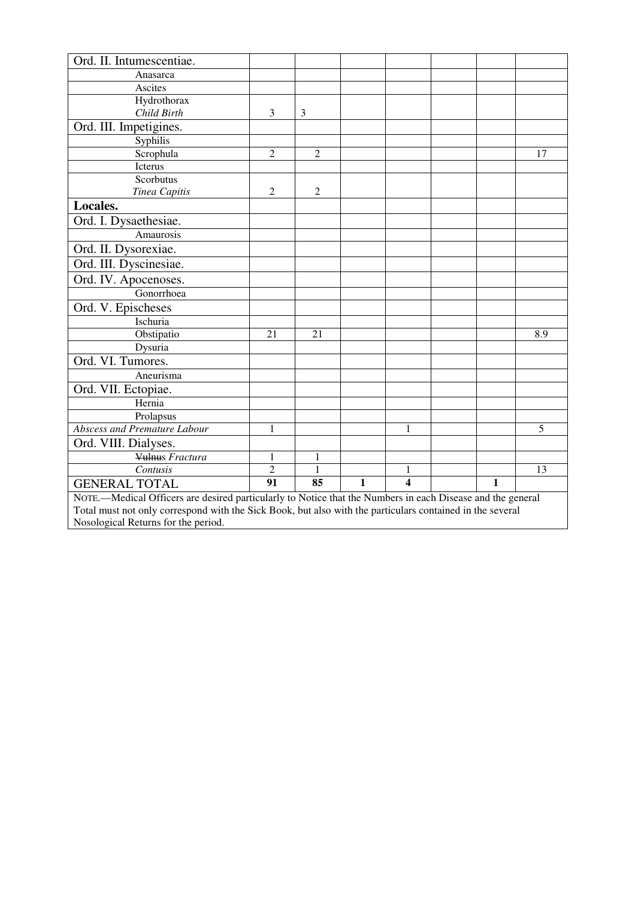| Ord. II. Intumescentiae. | | | | | | | |
|---|---|---|---|---|---|---|---|
| Anasarca | | | | | | | |
| Ascites | | | | | | | |
| Hydrothorax *Child Birth* | 3 | 3 | | | | | |
| Ord. III. Impetigines. | | | | | | | |
| Syphilis | | | | | | | |
| Scrophula | 2 | 2 | | | | | 17 |
| Icterus | | | | | | | |
| Scorbutus *Tinea Capitis* | 2 | 2 | | | | | |
| **Locales.** | | | | | | | |
| Ord. I. Dysaethesiae. | | | | | | | |
| Amaurosis | | | | | | | |
| Ord. II. Dysorexiae. | | | | | | | |
| Ord. III. Dyscinesiae. | | | | | | | |
| Ord. IV. Apocenoses. | | | | | | | |
| Gonorrhoea | | | | | | | |
| Ord. V. Epischeses | | | | | | | |
| Ischuria | | | | | | | |
| Obstipatio | 21 | 21 | | | | | 8.9 |
| Dysuria | | | | | | | |
| Ord. VI. Tumores. | | | | | | | |
| Aneurisma | | | | | | | |
| Ord. VII. Ectopiae. | | | | | | | |
| Hernia | | | | | | | |
| Prolapsus | | | | | | | |
| *Abscess and Premature Labour* | 1 | | | 1 | | | 5 |
| Ord. VIII. Dialyses. | | | | | | | |
| ~~Vulnu~~s *Fractura* | 1 | 1 | | | | | |
| *Contusis* | 2 | 1 | | 1 | | | 13 |
| GENERAL TOTAL | **91** | **85** | **1** | **4** | | **1** | |

NOTE.—Medical Officers are desired particularly to Notice that the Numbers in each Disease and the general Total must not only correspond with the Sick Book, but also with the particulars contained in the several Nosological Returns for the period.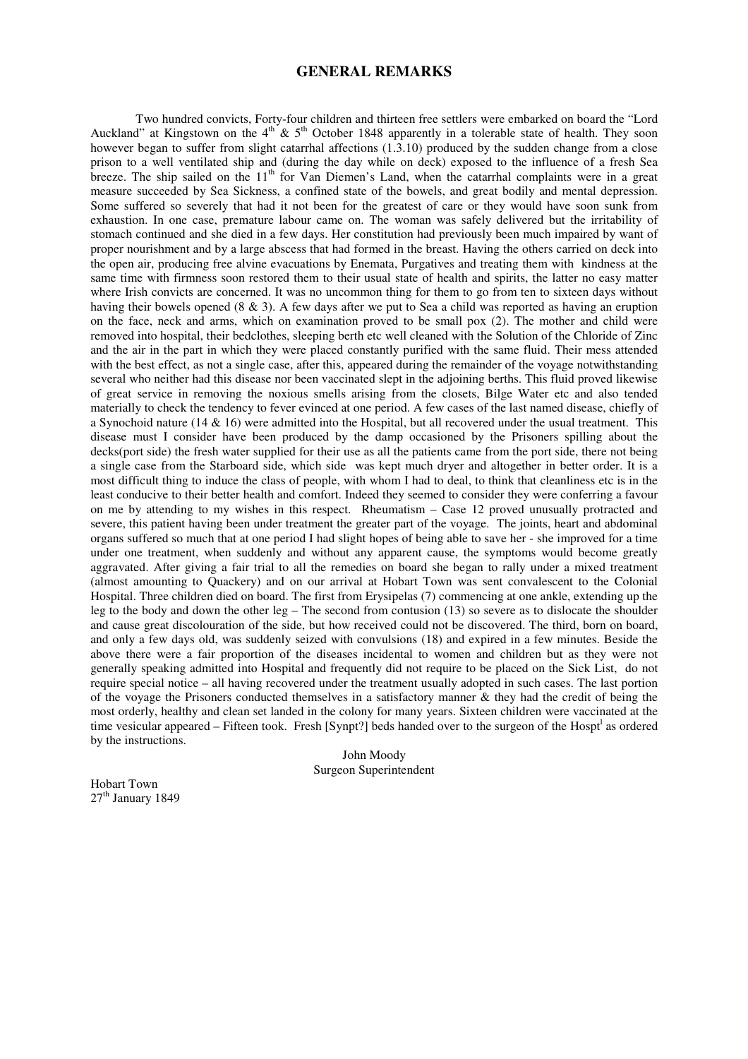## GENERAL REMARKS

Two hundred convicts, Forty-four children and thirteen free settlers were embarked on board the "Lord Auckland" at Kingstown on the 4th & 5th October 1848 apparently in a tolerable state of health. They soon however began to suffer from slight catarrhal affections (1.3.10) produced by the sudden change from a close prison to a well ventilated ship and (during the day while on deck) exposed to the influence of a fresh Sea breeze. The ship sailed on the 11th for Van Diemen's Land, when the catarrhal complaints were in a great measure succeeded by Sea Sickness, a confined state of the bowels, and great bodily and mental depression. Some suffered so severely that had it not been for the greatest of care or they would have soon sunk from exhaustion. In one case, premature labour came on. The woman was safely delivered but the irritability of stomach continued and she died in a few days. Her constitution had previously been much impaired by want of proper nourishment and by a large abscess that had formed in the breast. Having the others carried on deck into the open air, producing free alvine evacuations by Enemata, Purgatives and treating them with kindness at the same time with firmness soon restored them to their usual state of health and spirits, the latter no easy matter where Irish convicts are concerned. It was no uncommon thing for them to go from ten to sixteen days without having their bowels opened (8 & 3). A few days after we put to Sea a child was reported as having an eruption on the face, neck and arms, which on examination proved to be small pox (2). The mother and child were removed into hospital, their bedclothes, sleeping berth etc well cleaned with the Solution of the Chloride of Zinc and the air in the part in which they were placed constantly purified with the same fluid. Their mess attended with the best effect, as not a single case, after this, appeared during the remainder of the voyage notwithstanding several who neither had this disease nor been vaccinated slept in the adjoining berths. This fluid proved likewise of great service in removing the noxious smells arising from the closets, Bilge Water etc and also tended materially to check the tendency to fever evinced at one period. A few cases of the last named disease, chiefly of a Synochoid nature (14 & 16) were admitted into the Hospital, but all recovered under the usual treatment. This disease must I consider have been produced by the damp occasioned by the Prisoners spilling about the decks(port side) the fresh water supplied for their use as all the patients came from the port side, there not being a single case from the Starboard side, which side was kept much dryer and altogether in better order. It is a most difficult thing to induce the class of people, with whom I had to deal, to think that cleanliness etc is in the least conducive to their better health and comfort. Indeed they seemed to consider they were conferring a favour on me by attending to my wishes in this respect. Rheumatism – Case 12 proved unusually protracted and severe, this patient having been under treatment the greater part of the voyage. The joints, heart and abdominal organs suffered so much that at one period I had slight hopes of being able to save her - she improved for a time under one treatment, when suddenly and without any apparent cause, the symptoms would become greatly aggravated. After giving a fair trial to all the remedies on board she began to rally under a mixed treatment (almost amounting to Quackery) and on our arrival at Hobart Town was sent convalescent to the Colonial Hospital. Three children died on board. The first from Erysipelas (7) commencing at one ankle, extending up the leg to the body and down the other leg – The second from contusion (13) so severe as to dislocate the shoulder and cause great discolouration of the side, but how received could not be discovered. The third, born on board, and only a few days old, was suddenly seized with convulsions (18) and expired in a few minutes. Beside the above there were a fair proportion of the diseases incidental to women and children but as they were not generally speaking admitted into Hospital and frequently did not require to be placed on the Sick List, do not require special notice – all having recovered under the treatment usually adopted in such cases. The last portion of the voyage the Prisoners conducted themselves in a satisfactory manner & they had the credit of being the most orderly, healthy and clean set landed in the colony for many years. Sixteen children were vaccinated at the time vesicular appeared – Fifteen took. Fresh [Synpt?] beds handed over to the surgeon of the Hosptl as ordered by the instructions.

John Moody
Surgeon Superintendent

Hobart Town
27th January 1849